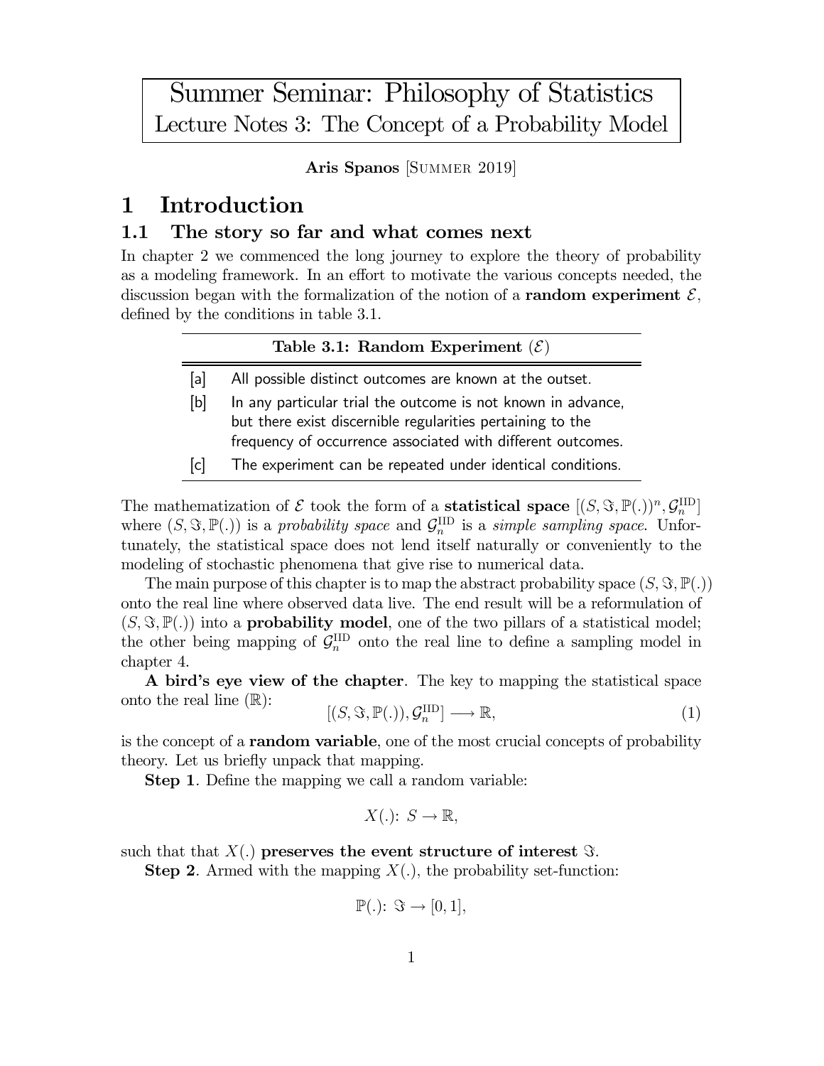# Summer Seminar: Philosophy of Statistics
## Lecture Notes 3: The Concept of a Probability Model

**Aris Spanos** [Summer 2019]

# 1 Introduction

## 1.1 The story so far and what comes next

In chapter 2 we commenced the long journey to explore the theory of probability as a modeling framework. In an effort to motivate the various concepts needed, the discussion began with the formalization of the notion of a **random experiment** $\mathcal{E}$, defined by the conditions in table 3.1.

**Table 3.1: Random Experiment ($\mathcal{E}$)**

| | |
|---|---|
| [a] | All possible distinct outcomes are known at the outset. |
| [b] | In any particular trial the outcome is not known in advance, but there exist discernible regularities pertaining to the frequency of occurrence associated with different outcomes. |
| [c] | The experiment can be repeated under identical conditions. |

The mathematization of $\mathcal{E}$ took the form of a **statistical space** $[(S, \Im, \mathbb{P}(.))^n, \mathcal{G}_n^{\text{IID}}]$ where $(S, \Im, \mathbb{P}(.))$ is a *probability space* and $\mathcal{G}_n^{\text{IID}}$ is a *simple sampling space*. Unfortunately, the statistical space does not lend itself naturally or conveniently to the modeling of stochastic phenomena that give rise to numerical data.

The main purpose of this chapter is to map the abstract probability space $(S, \Im, \mathbb{P}(.))$ onto the real line where observed data live. The end result will be a reformulation of $(S, \Im, \mathbb{P}(.))$ into a **probability model**, one of the two pillars of a statistical model; the other being mapping of $\mathcal{G}_n^{\text{IID}}$ onto the real line to define a sampling model in chapter 4.

**A bird's eye view of the chapter**. The key to mapping the statistical space onto the real line ($\mathbb{R}$):

$$[(S, \Im, \mathbb{P}(.)), \mathcal{G}_n^{\text{IID}}] \longrightarrow \mathbb{R}, \tag{1}$$

is the concept of a **random variable**, one of the most crucial concepts of probability theory. Let us briefly unpack that mapping.

**Step 1**. Define the mapping we call a random variable:

$$X(.): S \rightarrow \mathbb{R},$$

such that that $X(.)$ **preserves the event structure of interest** $\Im$.

**Step 2**. Armed with the mapping $X(.)$, the probability set-function:

$$\mathbb{P}(.): \Im \rightarrow [0, 1],$$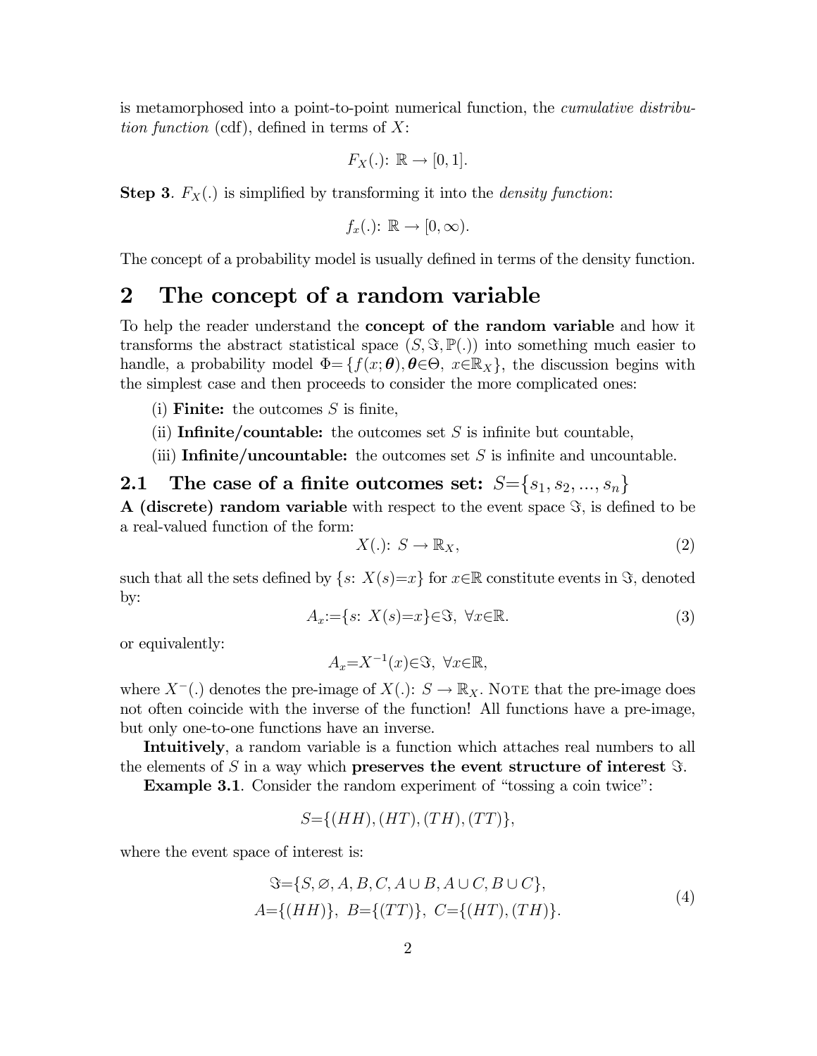is metamorphosed into a point-to-point numerical function, the *cumulative distribution function* (cdf), defined in terms of $X$:

$$F_X(.) \colon \mathbb{R} \to [0,1].$$

**Step 3**. $F_X(.)$ is simplified by transforming it into the *density function*:

$$f_x(.) \colon \mathbb{R} \to [0,\infty).$$

The concept of a probability model is usually defined in terms of the density function.

# 2 The concept of a random variable

To help the reader understand the **concept of the random variable** and how it transforms the abstract statistical space $(S, \Im, \mathbb{P}(.))$ into something much easier to handle, a probability model $\Phi=\{f(x;\boldsymbol{\theta}), \boldsymbol{\theta}\in\Theta, \ x\in\mathbb{R}_X\}$, the discussion begins with the simplest case and then proceeds to consider the more complicated ones:

(i) **Finite:** the outcomes $S$ is finite,

(ii) **Infinite/countable:** the outcomes set $S$ is infinite but countable,

(iii) **Infinite/uncountable:** the outcomes set $S$ is infinite and uncountable.

## 2.1 The case of a finite outcomes set: $S=\{s_1, s_2, ..., s_n\}$

**A (discrete) random variable** with respect to the event space $\Im$, is defined to be a real-valued function of the form:

$$X(.) \colon S \to \mathbb{R}_X, \tag{2}$$

such that all the sets defined by $\{s \colon X(s)=x\}$ for $x\in\mathbb{R}$ constitute events in $\Im$, denoted by:

$$A_x := \{s \colon X(s)=x\}\in\Im, \ \forall x\in\mathbb{R}. \tag{3}$$

or equivalently:

$$A_x = X^{-1}(x)\in\Im, \ \forall x\in\mathbb{R},$$

where $X^{-}(.)$ denotes the pre-image of $X(.) \colon S \to \mathbb{R}_X$. NOTE that the pre-image does not often coincide with the inverse of the function! All functions have a pre-image, but only one-to-one functions have an inverse.

**Intuitively**, a random variable is a function which attaches real numbers to all the elements of $S$ in a way which **preserves the event structure of interest** $\Im$.

**Example 3.1**. Consider the random experiment of "tossing a coin twice":

$$S=\{(HH),(HT),(TH),(TT)\},$$

where the event space of interest is:

$$\begin{gathered} \Im=\{S, \varnothing, A, B, C, A\cup B, A\cup C, B\cup C\}, \\ A=\{(HH)\}, \ B=\{(TT)\}, \ C=\{(HT),(TH)\}. \end{gathered} \tag{4}$$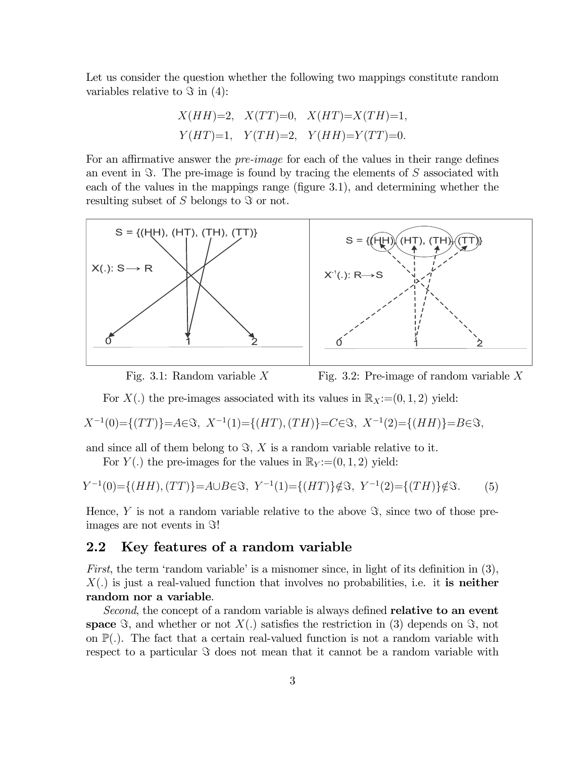Let us consider the question whether the following two mappings constitute random variables relative to $\Im$ in (4):

$$X(HH){=}2,\quad X(TT){=}0,\quad X(HT){=}X(TH){=}1,$$
$$Y(HT){=}1,\quad Y(TH){=}2,\quad Y(HH){=}Y(TT){=}0.$$

For an affirmative answer the *pre-image* for each of the values in their range defines an event in $\Im$. The pre-image is found by tracing the elements of $S$ associated with each of the values in the mappings range (figure 3.1), and determining whether the resulting subset of $S$ belongs to $\Im$ or not.

Fig. 3.1: Random variable $X$ Fig. 3.2: Pre-image of random variable $X$

For $X(.)$ the pre-images associated with its values in $\mathbb{R}_X{:=}(0,1,2)$ yield:

$$X^{-1}(0){=}\{(TT)\}{=}A{\in}\Im,\ X^{-1}(1){=}\{(HT),(TH)\}{=}C{\in}\Im,\ X^{-1}(2){=}\{(HH)\}{=}B{\in}\Im,$$

and since all of them belong to $\Im$, $X$ is a random variable relative to it.

For $Y(.)$ the pre-images for the values in $\mathbb{R}_Y{:=}(0,1,2)$ yield:

$$Y^{-1}(0){=}\{(HH),(TT)\}{=}A{\cup}B{\in}\Im,\ Y^{-1}(1){=}\{(HT)\}{\notin}\Im,\ Y^{-1}(2){=}\{(TH)\}{\notin}\Im. \tag{5}$$

Hence, $Y$ is not a random variable relative to the above $\Im$, since two of those pre-images are not events in $\Im$!

## 2.2 Key features of a random variable

*First*, the term 'random variable' is a misnomer since, in light of its definition in (3), $X(.)$ is just a real-valued function that involves no probabilities, i.e. it **is neither random nor a variable**.

*Second*, the concept of a random variable is always defined **relative to an event space** $\Im$, and whether or not $X(.)$ satisfies the restriction in (3) depends on $\Im$, not on $\mathbb{P}(.)$. The fact that a certain real-valued function is not a random variable with respect to a particular $\Im$ does not mean that it cannot be a random variable with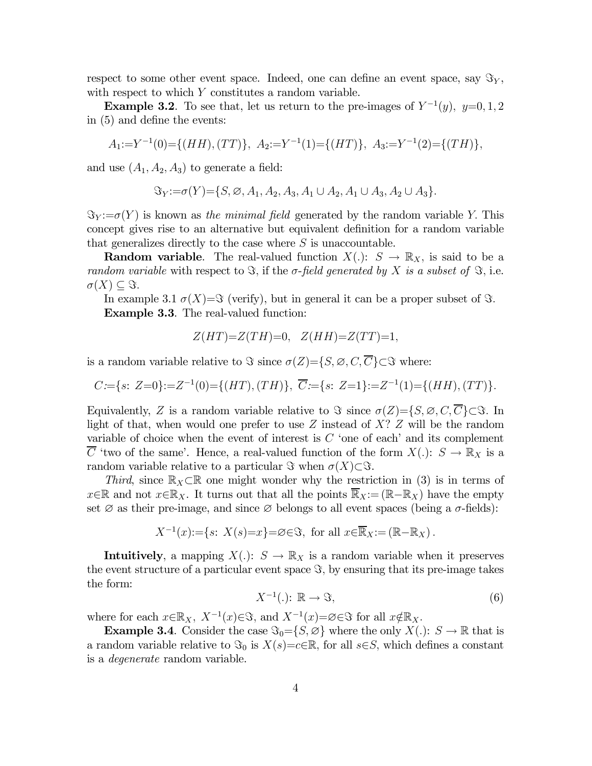respect to some other event space. Indeed, one can define an event space, say $\Im_Y$, with respect to which $Y$ constitutes a random variable.

**Example 3.2**. To see that, let us return to the pre-images of $Y^{-1}(y)$, $y$=0, 1, 2 in (5) and define the events:

$$A_1:=Y^{-1}(0)=\{(HH),(TT)\},\ A_2:=Y^{-1}(1)=\{(HT)\},\ A_3:=Y^{-1}(2)=\{(TH)\},$$

and use $(A_1, A_2, A_3)$ to generate a field:

$$\Im_Y:=\sigma(Y)=\{S, \varnothing, A_1, A_2, A_3, A_1 \cup A_2, A_1 \cup A_3, A_2 \cup A_3\}.$$

$\Im_Y:=\sigma(Y)$ is known as *the minimal field* generated by the random variable $Y$. This concept gives rise to an alternative but equivalent definition for a random variable that generalizes directly to the case where $S$ is unaccountable.

**Random variable**. The real-valued function $X(.)$: $S \rightarrow \mathbb{R}_X$, is said to be a *random variable* with respect to $\Im$, if the *σ-field generated by $X$ is a subset of* $\Im$, i.e. $\sigma(X) \subseteq \Im$.

In example 3.1 $\sigma(X)=\Im$ (verify), but in general it can be a proper subset of $\Im$.

**Example 3.3**. The real-valued function:

$$Z(HT)=Z(TH)=0, \quad Z(HH)=Z(TT)=1,$$

is a random variable relative to $\Im$ since $\sigma(Z)=\{S, \varnothing, C, \overline{C}\}\subset\Im$ where:

$$C:=\{s\colon Z=0\}:=Z^{-1}(0)=\{(HT),(TH)\},\ \overline{C}:=\{s\colon Z=1\}:=Z^{-1}(1)=\{(HH),(TT)\}.$$

Equivalently, $Z$ is a random variable relative to $\Im$ since $\sigma(Z)=\{S, \varnothing, C, \overline{C}\}\subset\Im$. In light of that, when would one prefer to use $Z$ instead of $X$? $Z$ will be the random variable of choice when the event of interest is $C$ 'one of each' and its complement $\overline{C}$ 'two of the same'. Hence, a real-valued function of the form $X(.)$: $S \rightarrow \mathbb{R}_X$ is a random variable relative to a particular $\Im$ when $\sigma(X)\subset\Im$.

*Third*, since $\mathbb{R}_X\subset\mathbb{R}$ one might wonder why the restriction in (3) is in terms of $x\in\mathbb{R}$ and not $x\in\mathbb{R}_X$. It turns out that all the points $\overline{\mathbb{R}}_X:=(\mathbb{R}-\mathbb{R}_X)$ have the empty set $\varnothing$ as their pre-image, and since $\varnothing$ belongs to all event spaces (being a σ-fields):

$$X^{-1}(x):=\{s\colon X(s)=x\}=\varnothing\in\Im, \text{ for all } x\in\overline{\mathbb{R}}_X:=(\mathbb{R}-\mathbb{R}_X).$$

**Intuitively**, a mapping $X(.)$: $S \rightarrow \mathbb{R}_X$ is a random variable when it preserves the event structure of a particular event space $\Im$, by ensuring that its pre-image takes the form:

$$X^{-1}(.)\colon \mathbb{R} \rightarrow \Im, \tag{6}$$

where for each $x\in\mathbb{R}_X$, $X^{-1}(x)\in\Im$, and $X^{-1}(x)=\varnothing\in\Im$ for all $x\notin\mathbb{R}_X$.

**Example 3.4**. Consider the case $\Im_0=\{S, \varnothing\}$ where the only $X(.)$: $S \rightarrow \mathbb{R}$ that is a random variable relative to $\Im_0$ is $X(s)=c\in\mathbb{R}$, for all $s\in S$, which defines a constant is a *degenerate* random variable.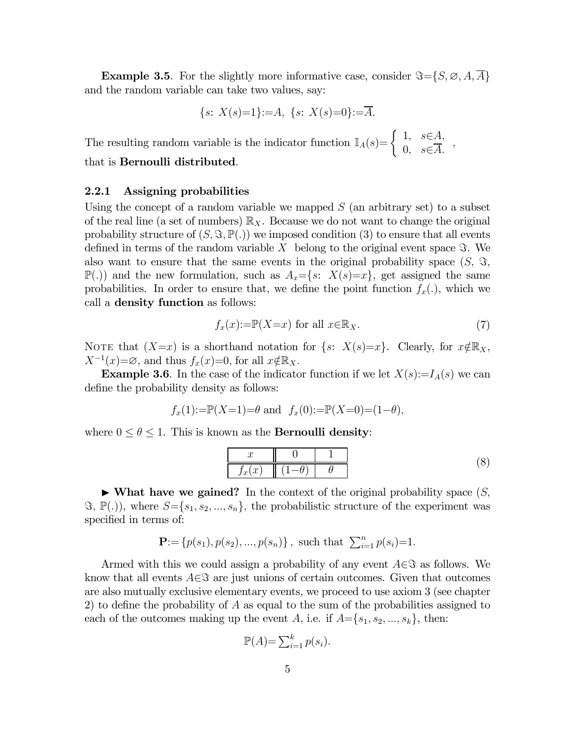**Example 3.5**. For the slightly more informative case, consider $\Im=\{S, \varnothing, A, \overline{A}\}$ and the random variable can take two values, say:

$$\{s\colon\ X(s)=1\}:=A,\ \{s\colon\ X(s)=0\}:=\overline{A}.$$

The resulting random variable is the indicator function $\mathbb{I}_A(s)=\begin{cases} 1, & s\in A, \\ 0, & s\in \overline{A}. \end{cases}$, that is **Bernoulli distributed**.

### 2.2.1 Assigning probabilities

Using the concept of a random variable we mapped $S$ (an arbitrary set) to a subset of the real line (a set of numbers) $\mathbb{R}_X$. Because we do not want to change the original probability structure of $(S, \Im, \mathbb{P}(.))$ we imposed condition (3) to ensure that all events defined in terms of the random variable $X$ belong to the original event space $\Im$. We also want to ensure that the same events in the original probability space $(S, \Im, \mathbb{P}(.))$ and the new formulation, such as $A_x=\{s\colon\ X(s)=x\}$, get assigned the same probabilities. In order to ensure that, we define the point function $f_x(.)$, which we call a **density function** as follows:

$$f_x(x):=\mathbb{P}(X=x) \text{ for all } x\in\mathbb{R}_X. \tag{7}$$

NOTE that $(X=x)$ is a shorthand notation for $\{s\colon\ X(s)=x\}$. Clearly, for $x\notin\mathbb{R}_X$, $X^{-1}(x)=\varnothing$, and thus $f_x(x)=0$, for all $x\notin\mathbb{R}_X$.

**Example 3.6**. In the case of the indicator function if we let $X(s):=I_A(s)$ we can define the probability density as follows:

$$f_x(1):=\mathbb{P}(X=1)=\theta \text{ and } \ f_x(0):=\mathbb{P}(X=0)=(1-\theta),$$

where $0 \leq \theta \leq 1$. This is known as the **Bernoulli density**:

| $x$ | $0$ | $1$ |
|---|---|---|
| $f_x(x)$ | $(1-\theta)$ | $\theta$ |

(8)

► **What have we gained?** In the context of the original probability space $(S, \Im, \mathbb{P}(.))$, where $S=\{s_1, s_2, ..., s_n\}$, the probabilistic structure of the experiment was specified in terms of:

$$\mathbf{P}:=\{p(s_1), p(s_2), ..., p(s_n)\}, \text{ such that } \textstyle\sum_{i=1}^{n} p(s_i)=1.$$

Armed with this we could assign a probability of any event $A\in\Im$ as follows. We know that all events $A\in\Im$ are just unions of certain outcomes. Given that outcomes are also mutually exclusive elementary events, we proceed to use axiom 3 (see chapter 2) to define the probability of $A$ as equal to the sum of the probabilities assigned to each of the outcomes making up the event $A$, i.e. if $A=\{s_1, s_2, ..., s_k\}$, then:

$$\mathbb{P}(A)=\textstyle\sum_{i=1}^{k} p(s_i).$$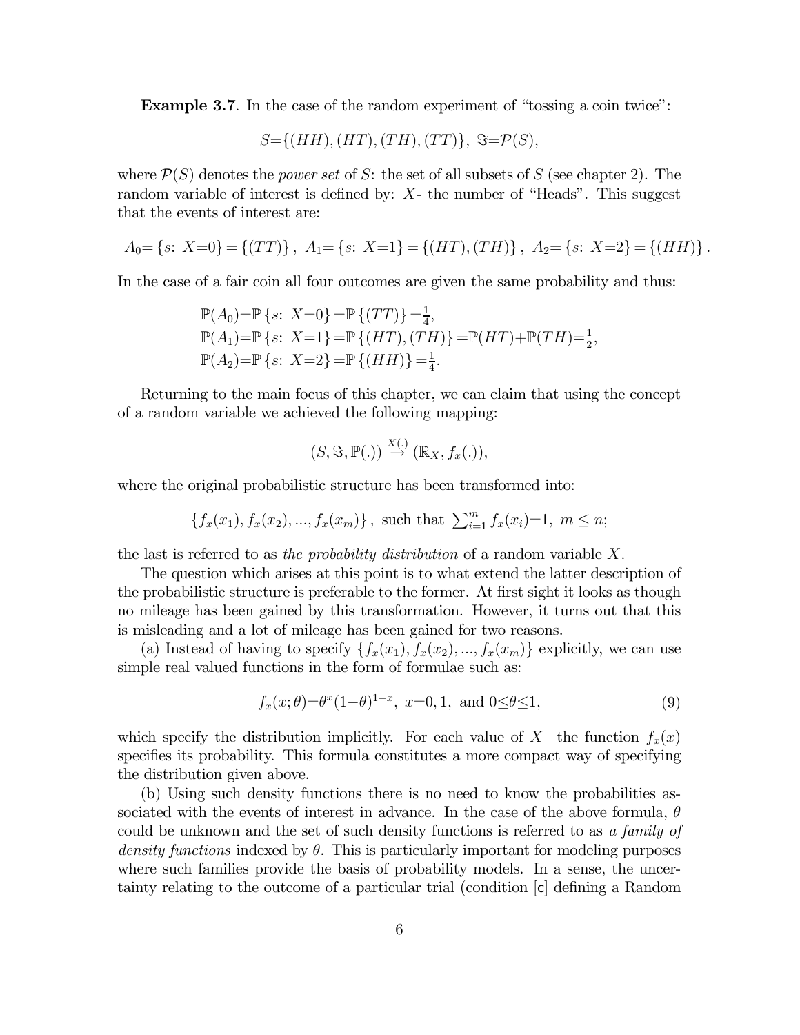**Example 3.7**. In the case of the random experiment of "tossing a coin twice":

$$S=\{(HH),(HT),(TH),(TT)\},\ \Im=\mathcal{P}(S),$$

where $\mathcal{P}(S)$ denotes the *power set* of $S$: the set of all subsets of $S$ (see chapter 2). The random variable of interest is defined by: $X$- the number of "Heads". This suggest that the events of interest are:

$$A_0=\{s\colon X=0\}=\{(TT)\},\ A_1=\{s\colon X=1\}=\{(HT),(TH)\},\ A_2=\{s\colon X=2\}=\{(HH)\}.$$

In the case of a fair coin all four outcomes are given the same probability and thus:

$$\begin{aligned}
&\mathbb{P}(A_0)=\mathbb{P}\{s\colon X=0\}=\mathbb{P}\{(TT)\}=\tfrac{1}{4},\\
&\mathbb{P}(A_1)=\mathbb{P}\{s\colon X=1\}=\mathbb{P}\{(HT),(TH)\}=\mathbb{P}(HT)+\mathbb{P}(TH)=\tfrac{1}{2},\\
&\mathbb{P}(A_2)=\mathbb{P}\{s\colon X=2\}=\mathbb{P}\{(HH)\}=\tfrac{1}{4}.
\end{aligned}$$

Returning to the main focus of this chapter, we can claim that using the concept of a random variable we achieved the following mapping:

$$(S,\Im,\mathbb{P}(.))\overset{X(.)}{\rightarrow}(\mathbb{R}_X,f_x(.)),$$

where the original probabilistic structure has been transformed into:

$$\{f_x(x_1),f_x(x_2),...,f_x(x_m)\},\ \text{such that}\ \textstyle\sum_{i=1}^{m}f_x(x_i)=1,\ m\leq n;$$

the last is referred to as *the probability distribution* of a random variable $X$.

The question which arises at this point is to what extend the latter description of the probabilistic structure is preferable to the former. At first sight it looks as though no mileage has been gained by this transformation. However, it turns out that this is misleading and a lot of mileage has been gained for two reasons.

(a) Instead of having to specify $\{f_x(x_1),f_x(x_2),...,f_x(x_m)\}$ explicitly, we can use simple real valued functions in the form of formulae such as:

$$f_x(x;\theta)=\theta^x(1-\theta)^{1-x},\ x=0,1,\ \text{and}\ 0\leq\theta\leq1, \tag{9}$$

which specify the distribution implicitly. For each value of $X$ the function $f_x(x)$ specifies its probability. This formula constitutes a more compact way of specifying the distribution given above.

(b) Using such density functions there is no need to know the probabilities associated with the events of interest in advance. In the case of the above formula, $\theta$ could be unknown and the set of such density functions is referred to as *a family of density functions* indexed by $\theta$. This is particularly important for modeling purposes where such families provide the basis of probability models. In a sense, the uncertainty relating to the outcome of a particular trial (condition [c] defining a Random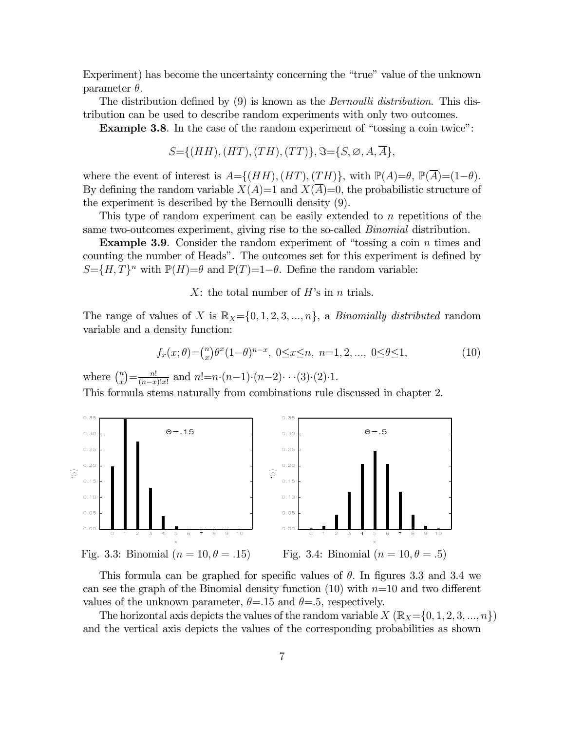Experiment) has become the uncertainty concerning the "true" value of the unknown parameter $\theta$.

The distribution defined by (9) is known as the *Bernoulli distribution*. This distribution can be used to describe random experiments with only two outcomes.

**Example 3.8**. In the case of the random experiment of "tossing a coin twice":

$$S=\{(HH),(HT),(TH),(TT)\},\Im=\{S,\varnothing,A,\overline{A}\},$$

where the event of interest is $A=\{(HH),(HT),(TH)\}$, with $\mathbb{P}(A)=\theta$, $\mathbb{P}(\overline{A})=(1-\theta)$. By defining the random variable $X(A)=1$ and $X(\overline{A})=0$, the probabilistic structure of the experiment is described by the Bernoulli density (9).

This type of random experiment can be easily extended to $n$ repetitions of the same two-outcomes experiment, giving rise to the so-called *Binomial* distribution.

**Example 3.9**. Consider the random experiment of "tossing a coin $n$ times and counting the number of Heads". The outcomes set for this experiment is defined by $S=\{H,T\}^n$ with $\mathbb{P}(H)=\theta$ and $\mathbb{P}(T)=1-\theta$. Define the random variable:

$X$: the total number of $H$'s in $n$ trials.

The range of values of $X$ is $\mathbb{R}_X=\{0,1,2,3,...,n\}$, a *Binomially distributed* random variable and a density function:

$$f_x(x;\theta)=\binom{n}{x}\theta^x(1-\theta)^{n-x},\ 0\leq x\leq n,\ n=1,2,...,\ 0\leq\theta\leq 1, \tag{10}$$

where $\binom{n}{x}=\frac{n!}{(n-x)!x!}$ and $n!=n\cdot(n-1)\cdot(n-2)\cdots(3)\cdot(2)\cdot 1$.

This formula stems naturally from combinations rule discussed in chapter 2.

Fig. 3.3: Binomial ($n=10,\theta=.15$)

Fig. 3.4: Binomial ($n=10,\theta=.5$)

This formula can be graphed for specific values of $\theta$. In figures 3.3 and 3.4 we can see the graph of the Binomial density function (10) with $n=10$ and two different values of the unknown parameter, $\theta=.15$ and $\theta=.5$, respectively.

The horizontal axis depicts the values of the random variable $X$ ($\mathbb{R}_X=\{0,1,2,3,...,n\}$) and the vertical axis depicts the values of the corresponding probabilities as shown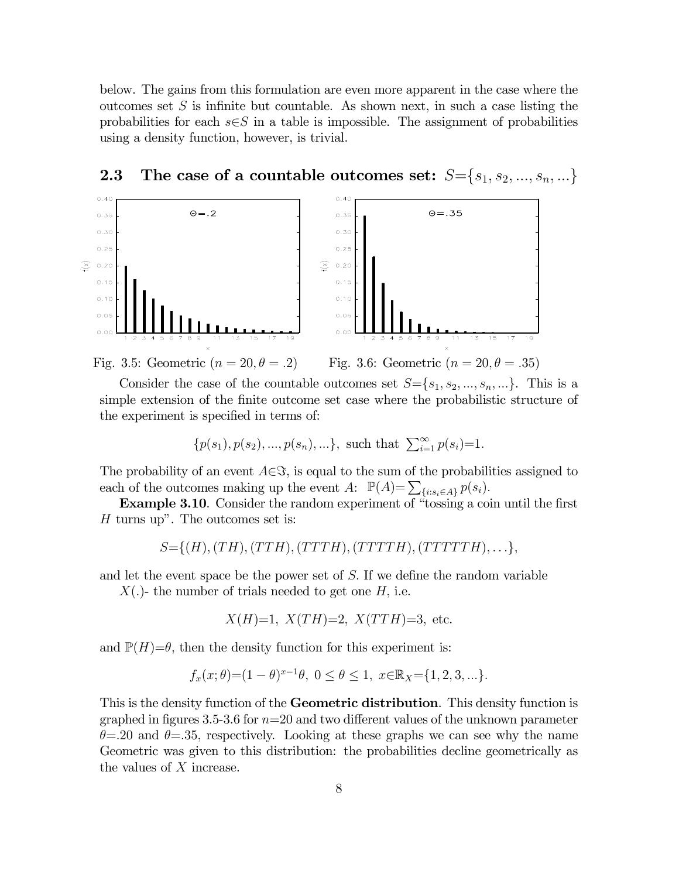below. The gains from this formulation are even more apparent in the case where the outcomes set $S$ is infinite but countable. As shown next, in such a case listing the probabilities for each $s \in S$ in a table is impossible. The assignment of probabilities using a density function, however, is trivial.

## 2.3 The case of a countable outcomes set: $S=\{s_1, s_2, ..., s_n, ...\}$

Fig. 3.5: Geometric ($n = 20, \theta = .2$)

Fig. 3.6: Geometric ($n = 20, \theta = .35$)

Consider the case of the countable outcomes set $S=\{s_1, s_2, ..., s_n, ...\}$. This is a simple extension of the finite outcome set case where the probabilistic structure of the experiment is specified in terms of:

$$\{p(s_1), p(s_2), ..., p(s_n), ...\}, \text{ such that } \sum_{i=1}^{\infty} p(s_i)=1.$$

The probability of an event $A \in \Im$, is equal to the sum of the probabilities assigned to each of the outcomes making up the event $A$: $\mathbb{P}(A)=\sum_{\{i:s_i \in A\}} p(s_i)$.

**Example 3.10**. Consider the random experiment of "tossing a coin until the first $H$ turns up". The outcomes set is:

$$S=\{(H), (TH), (TTH), (TTTH), (TTTTH), (TTTTTH), \ldots\},$$

and let the event space be the power set of $S$. If we define the random variable

$X(.)$- the number of trials needed to get one $H$, i.e.

$$X(H)=1, \; X(TH)=2, \; X(TTH)=3, \text{ etc.}$$

and $\mathbb{P}(H)=\theta$, then the density function for this experiment is:

$$f_x(x;\theta)=(1-\theta)^{x-1}\theta, \; 0 \leq \theta \leq 1, \; x \in \mathbb{R}_X=\{1, 2, 3, ...\}.$$

This is the density function of the **Geometric distribution**. This density function is graphed in figures 3.5-3.6 for $n$=20 and two different values of the unknown parameter $\theta$=.20 and $\theta$=.35, respectively. Looking at these graphs we can see why the name Geometric was given to this distribution: the probabilities decline geometrically as the values of $X$ increase.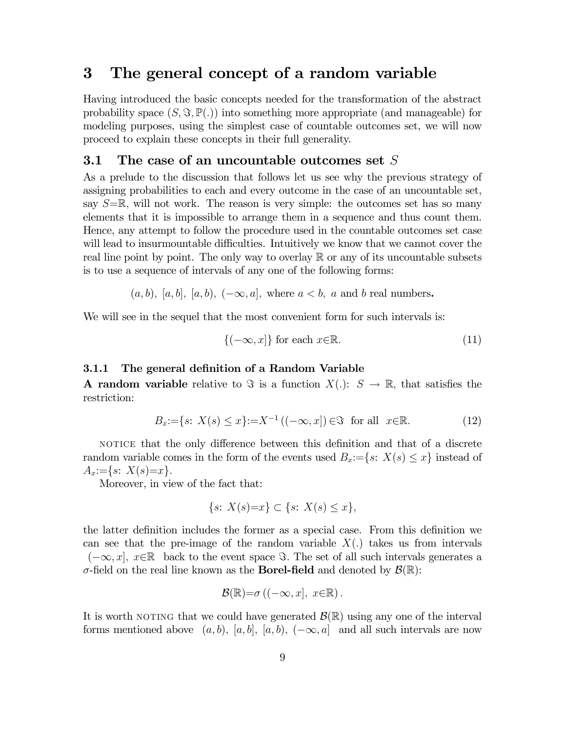# 3 The general concept of a random variable

Having introduced the basic concepts needed for the transformation of the abstract probability space $(S, \Im, \mathbb{P}(.))$ into something more appropriate (and manageable) for modeling purposes, using the simplest case of countable outcomes set, we will now proceed to explain these concepts in their full generality.

## 3.1 The case of an uncountable outcomes set $S$

As a prelude to the discussion that follows let us see why the previous strategy of assigning probabilities to each and every outcome in the case of an uncountable set, say $S{=}\mathbb{R}$, will not work. The reason is very simple: the outcomes set has so many elements that it is impossible to arrange them in a sequence and thus count them. Hence, any attempt to follow the procedure used in the countable outcomes set case will lead to insurmountable difficulties. Intuitively we know that we cannot cover the real line point by point. The only way to overlay $\mathbb{R}$ or any of its uncountable subsets is to use a sequence of intervals of any one of the following forms:

$$(a, b),\ [a, b],\ [a, b),\ (-\infty, a],\ \text{where } a < b,\ a \text{ and } b \text{ real numbers.}$$

We will see in the sequel that the most convenient form for such intervals is:

$$\{(-\infty, x]\} \text{ for each } x{\in}\mathbb{R}. \tag{11}$$

### 3.1.1 The general definition of a Random Variable

**A random variable** relative to $\Im$ is a function $X(.)$: $S \rightarrow \mathbb{R}$, that satisfies the restriction:

$$B_x{:=}\{s\text{: } X(s) \leq x\}{:=}X^{-1}\left((-\infty, x]\right){\in}\Im \ \text{ for all } \ x{\in}\mathbb{R}. \tag{12}$$

NOTICE that the only difference between this definition and that of a discrete random variable comes in the form of the events used $B_x{:=}\{s\text{: } X(s) \leq x\}$ instead of $A_x{:=}\{s\text{: } X(s){=}x\}$.

Moreover, in view of the fact that:

$$\{s\text{: } X(s){=}x\} \subset \{s\text{: } X(s) \leq x\},$$

the latter definition includes the former as a special case. From this definition we can see that the pre-image of the random variable $X(.)$ takes us from intervals $(-\infty, x],\ x{\in}\mathbb{R}$ back to the event space $\Im$. The set of all such intervals generates a $\sigma$-field on the real line known as the **Borel-field** and denoted by $\mathcal{B}(\mathbb{R})$:

$$\mathcal{B}(\mathbb{R}){=}\sigma\left((-\infty, x],\ x{\in}\mathbb{R}\right).$$

It is worth NOTING that we could have generated $\mathcal{B}(\mathbb{R})$ using any one of the interval forms mentioned above $(a, b),\ [a, b],\ [a, b),\ (-\infty, a]$ and all such intervals are now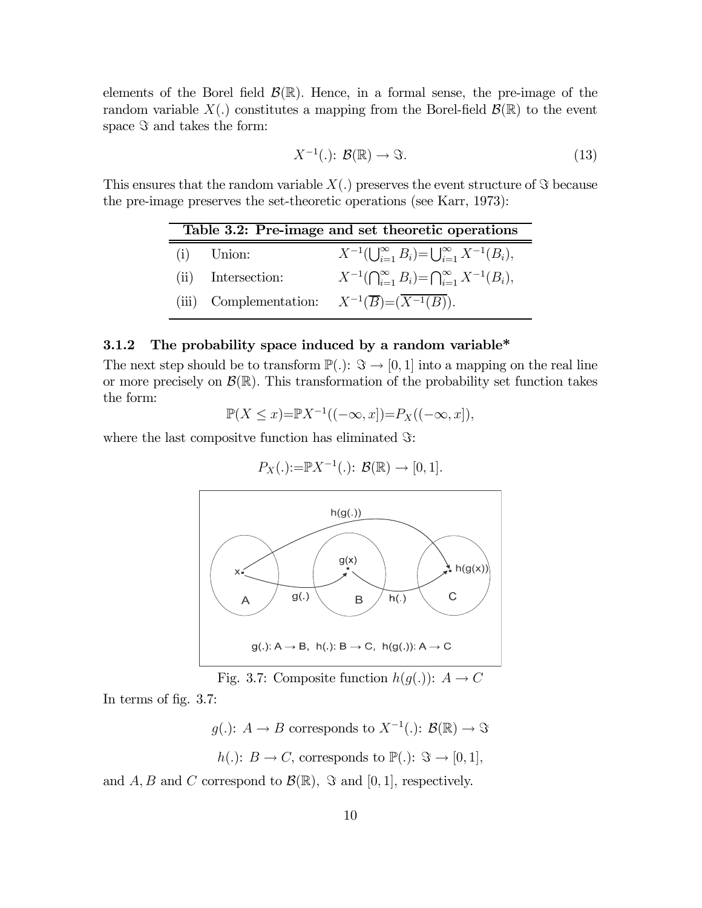elements of the Borel field $\mathcal{B}(\mathbb{R})$. Hence, in a formal sense, the pre-image of the random variable $X(.)$ constitutes a mapping from the Borel-field $\mathcal{B}(\mathbb{R})$ to the event space $\Im$ and takes the form:

$$X^{-1}(.)\colon\ \mathcal{B}(\mathbb{R}) \rightarrow \Im. \tag{13}$$

This ensures that the random variable $X(.)$ preserves the event structure of $\Im$ because the pre-image preserves the set-theoretic operations (see Karr, 1973):

| Table 3.2: Pre-image and set theoretic operations | | |
|---|---|---|
| (i) | Union: | $X^{-1}(\bigcup_{i=1}^{\infty} B_i){=}\bigcup_{i=1}^{\infty} X^{-1}(B_i)$, |
| (ii) | Intersection: | $X^{-1}(\bigcap_{i=1}^{\infty} B_i){=}\bigcap_{i=1}^{\infty} X^{-1}(B_i)$, |
| (iii) | Complementation: | $X^{-1}(\overline{B}){=}(\overline{X^{-1}(B)})$. |

### 3.1.2 The probability space induced by a random variable*

The next step should be to transform $\mathbb{P}(.)\colon\ \Im \rightarrow [0,1]$ into a mapping on the real line or more precisely on $\mathcal{B}(\mathbb{R})$. This transformation of the probability set function takes the form:

$$\mathbb{P}(X \leq x){=}\mathbb{P}X^{-1}((-\infty,x]){=}P_X((-\infty,x]),$$

where the last compositve function has eliminated $\Im$:

$$P_X(.){:=}\mathbb{P}X^{-1}(.)\colon\ \mathcal{B}(\mathbb{R}) \rightarrow [0,1].$$

Fig. 3.7: Composite function $h(g(.))\colon\ A \rightarrow C$

In terms of fig. 3.7:

$$g(.)\colon\ A \rightarrow B \text{ corresponds to } X^{-1}(.)\colon\ \mathcal{B}(\mathbb{R}) \rightarrow \Im$$

$$h(.)\colon\ B \rightarrow C, \text{ corresponds to } \mathbb{P}(.)\colon\ \Im \rightarrow [0,1],$$

and $A, B$ and $C$ correspond to $\mathcal{B}(\mathbb{R}),\ \Im$ and $[0,1]$, respectively.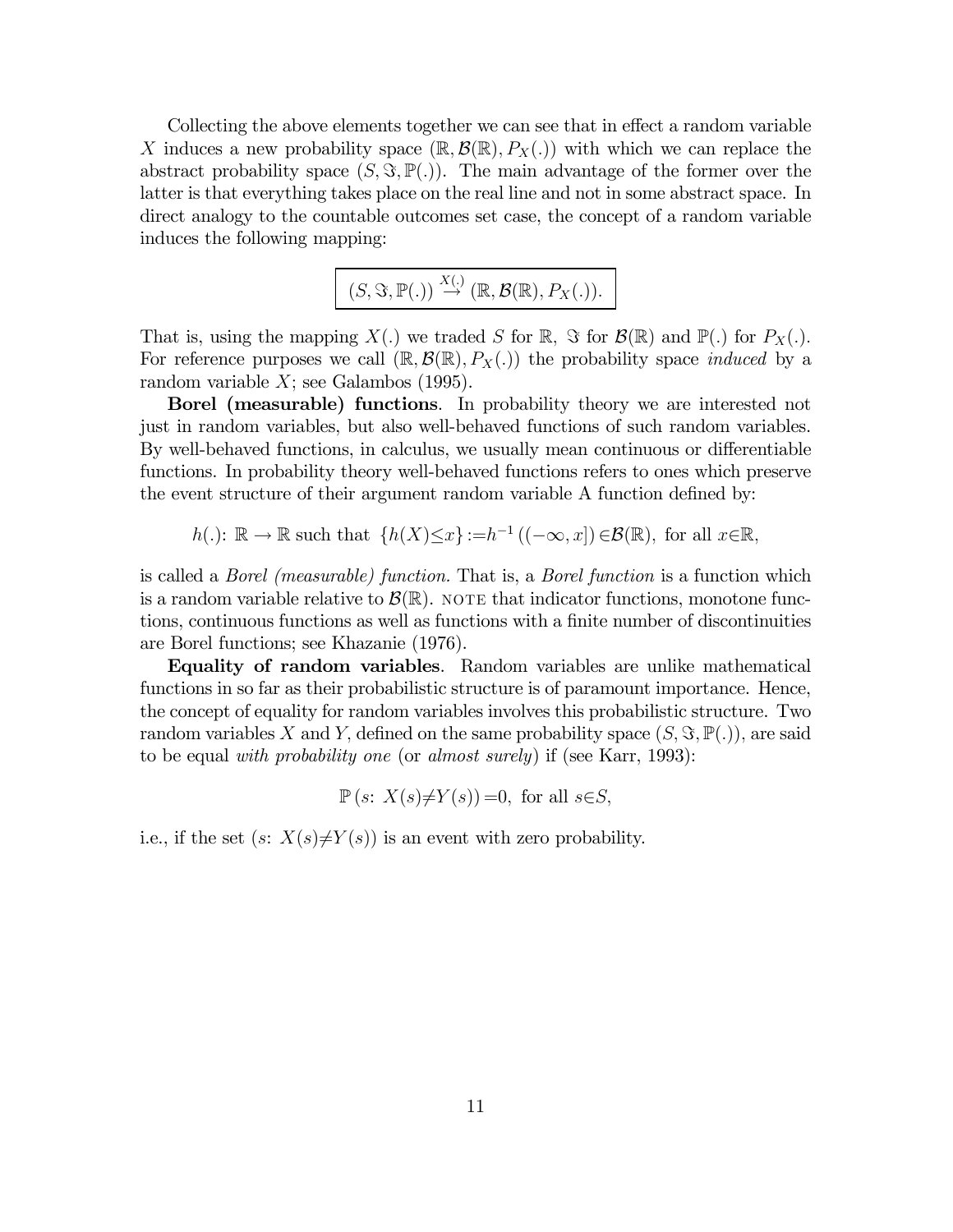Collecting the above elements together we can see that in effect a random variable $X$ induces a new probability space $(\mathbb{R}, \mathcal{B}(\mathbb{R}), P_X(.))$ with which we can replace the abstract probability space $(S, \Im, \mathbb{P}(.))$. The main advantage of the former over the latter is that everything takes place on the real line and not in some abstract space. In direct analogy to the countable outcomes set case, the concept of a random variable induces the following mapping:

$$\boxed{(S, \Im, \mathbb{P}(.)) \overset{X(.)}{\rightarrow} (\mathbb{R}, \mathcal{B}(\mathbb{R}), P_X(.)).}$$

That is, using the mapping $X(.)$ we traded $S$ for $\mathbb{R}$, $\Im$ for $\mathcal{B}(\mathbb{R})$ and $\mathbb{P}(.)$ for $P_X(.)$. For reference purposes we call $(\mathbb{R}, \mathcal{B}(\mathbb{R}), P_X(.))$ the probability space *induced* by a random variable $X$; see Galambos (1995).

**Borel (measurable) functions**. In probability theory we are interested not just in random variables, but also well-behaved functions of such random variables. By well-behaved functions, in calculus, we usually mean continuous or differentiable functions. In probability theory well-behaved functions refers to ones which preserve the event structure of their argument random variable A function defined by:

$$h(.)\colon \mathbb{R} \rightarrow \mathbb{R} \text{ such that } \{h(X) \leq x\} := h^{-1}((-\infty, x]) \in \mathcal{B}(\mathbb{R}), \text{ for all } x \in \mathbb{R},$$

is called a *Borel (measurable) function.* That is, a *Borel function* is a function which is a random variable relative to $\mathcal{B}(\mathbb{R})$. NOTE that indicator functions, monotone functions, continuous functions as well as functions with a finite number of discontinuities are Borel functions; see Khazanie (1976).

**Equality of random variables**. Random variables are unlike mathematical functions in so far as their probabilistic structure is of paramount importance. Hence, the concept of equality for random variables involves this probabilistic structure. Two random variables $X$ and $Y$, defined on the same probability space $(S, \Im, \mathbb{P}(.))$, are said to be equal *with probability one* (or *almost surely*) if (see Karr, 1993):

$$\mathbb{P}(s\colon X(s) \neq Y(s)) = 0, \text{ for all } s \in S,$$

i.e., if the set $(s\colon X(s) \neq Y(s))$ is an event with zero probability.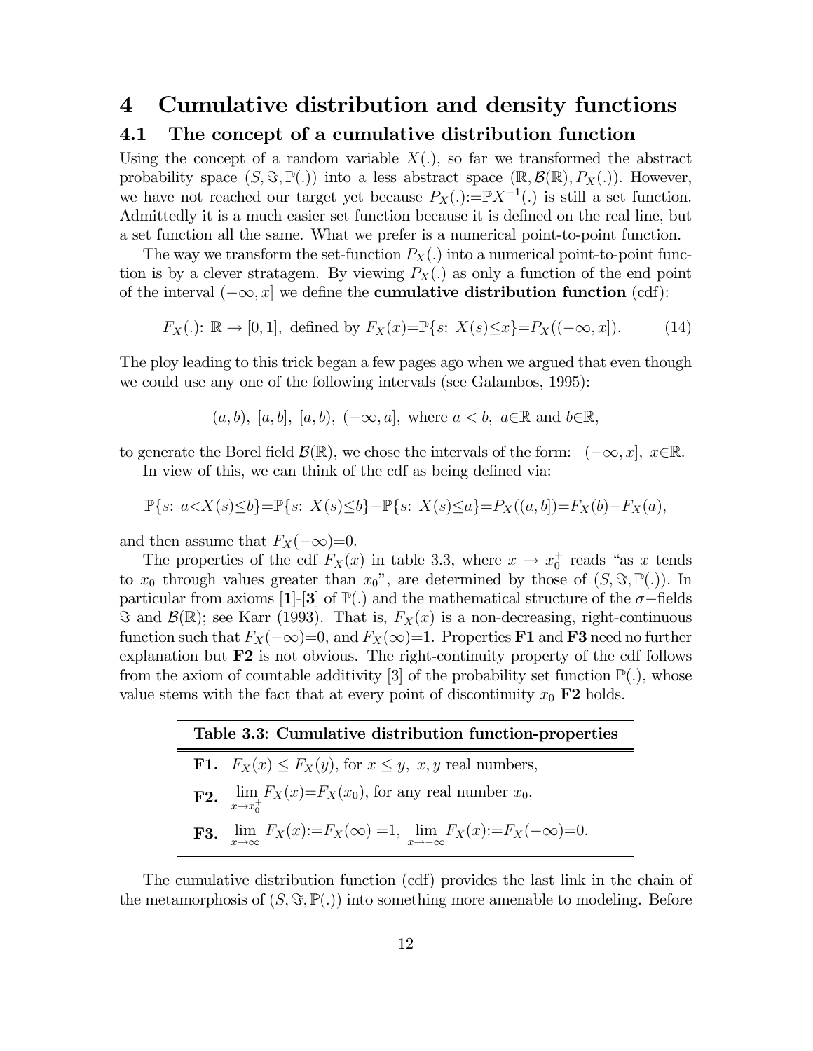# 4 Cumulative distribution and density functions

## 4.1 The concept of a cumulative distribution function

Using the concept of a random variable $X(.)$, so far we transformed the abstract probability space $(S, \Im, \mathbb{P}(.))$ into a less abstract space $(\mathbb{R}, \mathcal{B}(\mathbb{R}), P_X(.))$. However, we have not reached our target yet because $P_X(.):=\mathbb{P}X^{-1}(.)$ is still a set function. Admittedly it is a much easier set function because it is defined on the real line, but a set function all the same. What we prefer is a numerical point-to-point function.

The way we transform the set-function $P_X(.)$ into a numerical point-to-point function is by a clever stratagem. By viewing $P_X(.)$ as only a function of the end point of the interval $(-\infty, x]$ we define the **cumulative distribution function** (cdf):

$$F_X(.): \mathbb{R} \to [0,1], \text{ defined by } F_X(x)=\mathbb{P}\{s\text{: } X(s)\leq x\}=P_X((-\infty, x]). \tag{14}$$

The ploy leading to this trick began a few pages ago when we argued that even though we could use any one of the following intervals (see Galambos, 1995):

$$(a,b),\ [a,b],\ [a,b),\ (-\infty, a], \text{ where } a < b,\ a\in\mathbb{R} \text{ and } b\in\mathbb{R},$$

to generate the Borel field $\mathcal{B}(\mathbb{R})$, we chose the intervals of the form: $(-\infty, x],\ x\in\mathbb{R}$.

In view of this, we can think of the cdf as being defined via:

$$\mathbb{P}\{s\text{: } a<X(s)\leq b\}=\mathbb{P}\{s\text{: } X(s)\leq b\}-\mathbb{P}\{s\text{: } X(s)\leq a\}=P_X((a,b])=F_X(b)-F_X(a),$$

and then assume that $F_X(-\infty)=0$.

The properties of the cdf $F_X(x)$ in table 3.3, where $x \to x_0^+$ reads "as $x$ tends to $x_0$ through values greater than $x_0$", are determined by those of $(S, \Im, \mathbb{P}(.))$. In particular from axioms [**1**]-[**3**] of $\mathbb{P}(.)$ and the mathematical structure of the $\sigma-$fields $\Im$ and $\mathcal{B}(\mathbb{R})$; see Karr (1993). That is, $F_X(x)$ is a non-decreasing, right-continuous function such that $F_X(-\infty)=0$, and $F_X(\infty)=1$. Properties **F1** and **F3** need no further explanation but **F2** is not obvious. The right-continuity property of the cdf follows from the axiom of countable additivity [3] of the probability set function $\mathbb{P}(.)$, whose value stems with the fact that at every point of discontinuity $x_0$ **F2** holds.

| **Table 3.3**: **Cumulative distribution function-properties** |
|---|
| **F1.** $F_X(x) \leq F_X(y)$, for $x \leq y,\ x, y$ real numbers, |
| **F2.** $\lim_{x\to x_0^+} F_X(x)=F_X(x_0)$, for any real number $x_0$, |
| **F3.** $\lim_{x\to\infty} F_X(x):=F_X(\infty)=1,\ \lim_{x\to-\infty} F_X(x):=F_X(-\infty)=0.$ |

The cumulative distribution function (cdf) provides the last link in the chain of the metamorphosis of $(S, \Im, \mathbb{P}(.))$ into something more amenable to modeling. Before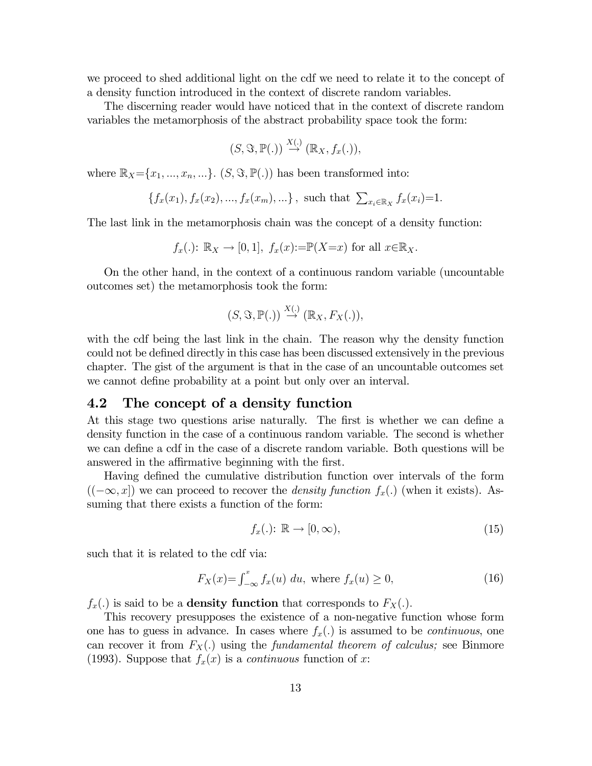we proceed to shed additional light on the cdf we need to relate it to the concept of a density function introduced in the context of discrete random variables.

The discerning reader would have noticed that in the context of discrete random variables the metamorphosis of the abstract probability space took the form:

$$(S, \Im, \mathbb{P}(.)) \overset{X(.)}{\rightarrow} (\mathbb{R}_X, f_x(.)),$$

where $\mathbb{R}_X=\{x_1, ..., x_n, ...\}$. $(S, \Im, \mathbb{P}(.))$ has been transformed into:

$$\{f_x(x_1), f_x(x_2), ..., f_x(x_m), ...\}, \text{ such that } \sum_{x_i \in \mathbb{R}_X} f_x(x_i)=1.$$

The last link in the metamorphosis chain was the concept of a density function:

$$f_x(.): \mathbb{R}_X \rightarrow [0,1], \ f_x(x):=\mathbb{P}(X=x) \text{ for all } x \in \mathbb{R}_X.$$

On the other hand, in the context of a continuous random variable (uncountable outcomes set) the metamorphosis took the form:

$$(S, \Im, \mathbb{P}(.)) \overset{X(.)}{\rightarrow} (\mathbb{R}_X, F_X(.)),$$

with the cdf being the last link in the chain. The reason why the density function could not be defined directly in this case has been discussed extensively in the previous chapter. The gist of the argument is that in the case of an uncountable outcomes set we cannot define probability at a point but only over an interval.

## 4.2 The concept of a density function

At this stage two questions arise naturally. The first is whether we can define a density function in the case of a continuous random variable. The second is whether we can define a cdf in the case of a discrete random variable. Both questions will be answered in the affirmative beginning with the first.

Having defined the cumulative distribution function over intervals of the form $((-\infty, x])$ we can proceed to recover the *density function* $f_x(.)$ (when it exists). Assuming that there exists a function of the form:

$$f_x(.): \mathbb{R} \rightarrow [0, \infty), \tag{15}$$

such that it is related to the cdf via:

$$F_X(x)=\int_{-\infty}^{x} f_x(u) \, du, \text{ where } f_x(u) \geq 0, \tag{16}$$

$f_x(.)$ is said to be a **density function** that corresponds to $F_X(.)$.

This recovery presupposes the existence of a non-negative function whose form one has to guess in advance. In cases where $f_x(.)$ is assumed to be *continuous*, one can recover it from $F_X(.)$ using the *fundamental theorem of calculus;* see Binmore (1993). Suppose that $f_x(x)$ is a *continuous* function of $x$: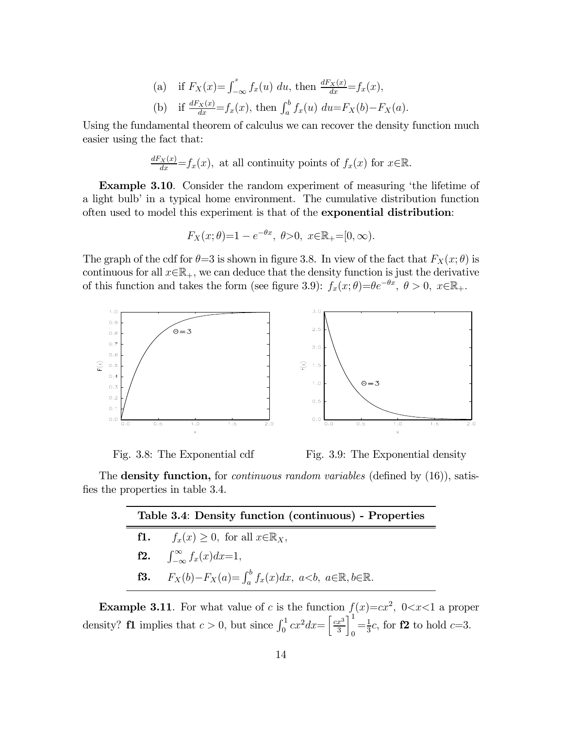(a) if $F_X(x)=\int_{-\infty}^{x} f_x(u)\ du$, then $\frac{dF_X(x)}{dx}=f_x(x)$,

(b) if $\frac{dF_X(x)}{dx}=f_x(x)$, then $\int_a^b f_x(u)\ du=F_X(b)-F_X(a)$.

Using the fundamental theorem of calculus we can recover the density function much easier using the fact that:

$$\frac{dF_X(x)}{dx}=f_x(x),\ \text{at all continuity points of } f_x(x) \text{ for } x\in\mathbb{R}.$$

**Example 3.10**. Consider the random experiment of measuring 'the lifetime of a light bulb' in a typical home environment. The cumulative distribution function often used to model this experiment is that of the **exponential distribution**:

$$F_X(x;\theta)=1-e^{-\theta x},\ \theta>0,\ x\in\mathbb{R}_+=[0,\infty).$$

The graph of the cdf for $\theta=3$ is shown in figure 3.8. In view of the fact that $F_X(x;\theta)$ is continuous for all $x\in\mathbb{R}_+$, we can deduce that the density function is just the derivative of this function and takes the form (see figure 3.9): $f_x(x;\theta)=\theta e^{-\theta x},\ \theta>0,\ x\in\mathbb{R}_+$.

Fig. 3.8: The Exponential cdf

Fig. 3.9: The Exponential density

The **density function,** for *continuous random variables* (defined by (16)), satisfies the properties in table 3.4.

| **Table 3.4**: **Density function (continuous) - Properties** | |
|---|---|
| **f1.** | $f_x(x)\geq 0,$ for all $x\in\mathbb{R}_X$, |
| **f2.** | $\int_{-\infty}^{\infty} f_x(x)dx=1$, |
| **f3.** | $F_X(b)-F_X(a)=\int_a^b f_x(x)dx,\ a<b,\ a\in\mathbb{R}, b\in\mathbb{R}.$ |

**Example 3.11**. For what value of $c$ is the function $f(x)=cx^2,\ 0<x<1$ a proper density? **f1** implies that $c>0$, but since $\int_0^1 cx^2dx=\left[\frac{cx^3}{3}\right]_0^1=\frac{1}{3}c$, for **f2** to hold $c=3$.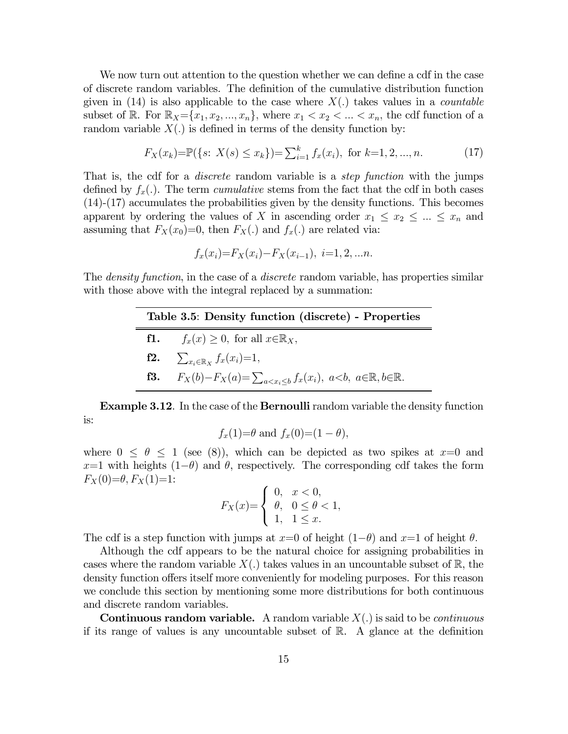We now turn out attention to the question whether we can define a cdf in the case of discrete random variables. The definition of the cumulative distribution function given in (14) is also applicable to the case where $X(.)$ takes values in a *countable* subset of $\mathbb{R}$. For $\mathbb{R}_X=\{x_1, x_2, ..., x_n\}$, where $x_1 < x_2 < ... < x_n$, the cdf function of a random variable $X(.)$ is defined in terms of the density function by:

$$F_X(x_k)=\mathbb{P}(\{s\colon\ X(s) \leq x_k\})=\sum_{i=1}^{k} f_x(x_i),\ \text{for } k=1, 2, ..., n. \tag{17}$$

That is, the cdf for a *discrete* random variable is a *step function* with the jumps defined by $f_x(.)$. The term *cumulative* stems from the fact that the cdf in both cases (14)-(17) accumulates the probabilities given by the density functions. This becomes apparent by ordering the values of $X$ in ascending order $x_1 \leq x_2 \leq ... \leq x_n$ and assuming that $F_X(x_0)=0$, then $F_X(.)$ and $f_x(.)$ are related via:

$$f_x(x_i)=F_X(x_i)-F_X(x_{i-1}),\ i=1, 2, ...n.$$

The *density function*, in the case of a *discrete* random variable, has properties similar with those above with the integral replaced by a summation:

| **Table 3.5**: **Density function (discrete) - Properties** | |
|---|---|
| **f1.** | $f_x(x) \geq 0,$ for all $x\in\mathbb{R}_X$, |
| **f2.** | $\sum_{x_i\in\mathbb{R}_X} f_x(x_i)=1,$ |
| **f3.** | $F_X(b)-F_X(a)=\sum_{a<x_i\leq b} f_x(x_i),\ a<b,\ a\in\mathbb{R}, b\in\mathbb{R}.$ |

**Example 3.12**. In the case of the **Bernoulli** random variable the density function is:

$$f_x(1)=\theta \text{ and } f_x(0)=(1-\theta),$$

where $0 \leq \theta \leq 1$ (see (8)), which can be depicted as two spikes at $x=0$ and $x=1$ with heights $(1-\theta)$ and $\theta$, respectively. The corresponding cdf takes the form $F_X(0)=\theta, F_X(1)=1$:

$$F_X(x)=\begin{cases} 0, & x < 0, \\ \theta, & 0 \leq \theta < 1, \\ 1, & 1 \leq x. \end{cases}$$

The cdf is a step function with jumps at $x=0$ of height $(1-\theta)$ and $x=1$ of height $\theta$.

Although the cdf appears to be the natural choice for assigning probabilities in cases where the random variable $X(.)$ takes values in an uncountable subset of $\mathbb{R}$, the density function offers itself more conveniently for modeling purposes. For this reason we conclude this section by mentioning some more distributions for both continuous and discrete random variables.

**Continuous random variable.** A random variable $X(.)$ is said to be *continuous* if its range of values is any uncountable subset of $\mathbb{R}$. A glance at the definition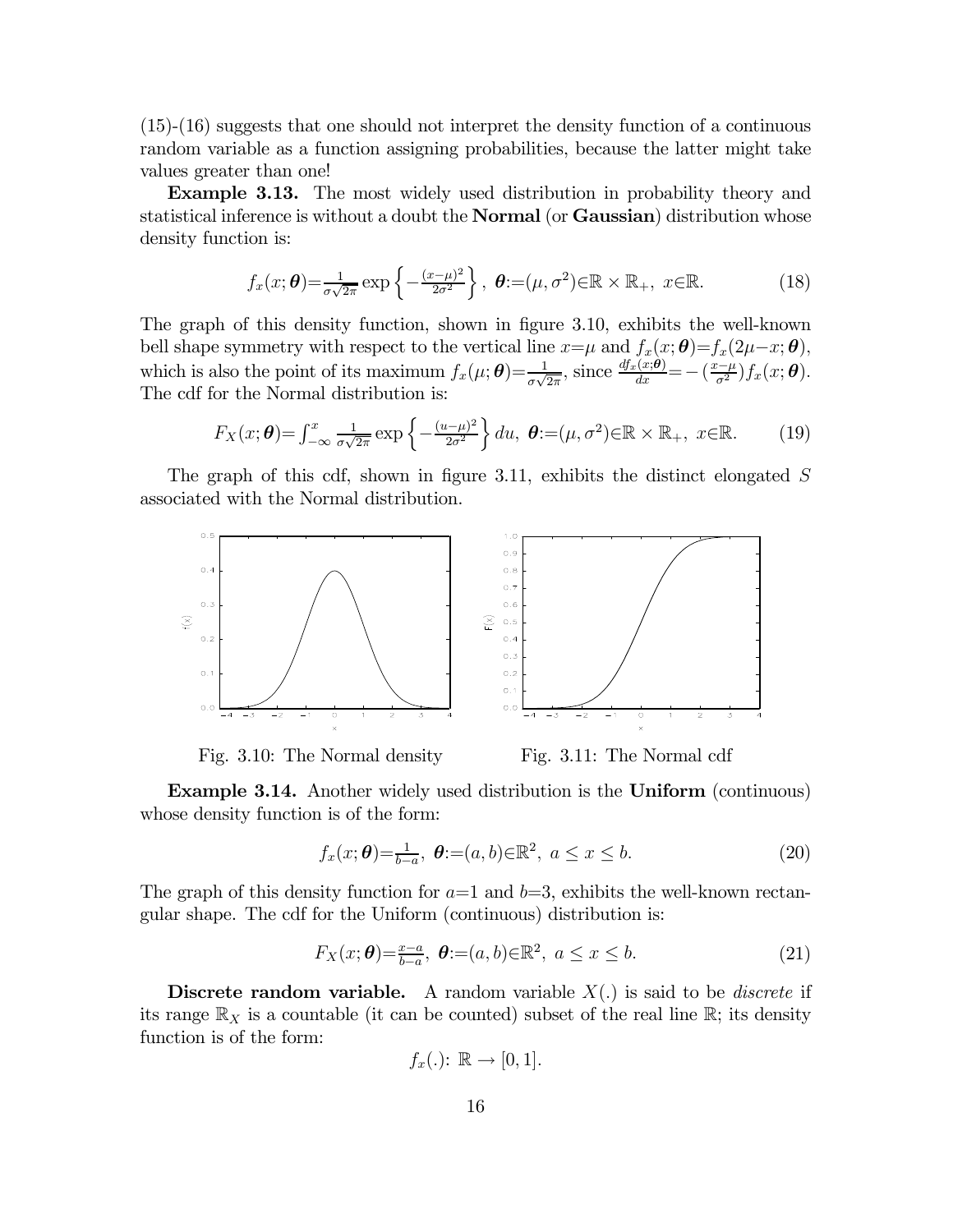(15)-(16) suggests that one should not interpret the density function of a continuous random variable as a function assigning probabilities, because the latter might take values greater than one!

**Example 3.13.** The most widely used distribution in probability theory and statistical inference is without a doubt the **Normal** (or **Gaussian**) distribution whose density function is:

$$f_x(x;\boldsymbol{\theta})=\tfrac{1}{\sigma\sqrt{2\pi}}\exp\left\{-\tfrac{(x-\mu)^2}{2\sigma^2}\right\},\ \boldsymbol{\theta}:=(\mu,\sigma^2)\in\mathbb{R}\times\mathbb{R}_+,\ x\in\mathbb{R}. \tag{18}$$

The graph of this density function, shown in figure 3.10, exhibits the well-known bell shape symmetry with respect to the vertical line $x=\mu$ and $f_x(x;\boldsymbol{\theta})=f_x(2\mu-x;\boldsymbol{\theta})$, which is also the point of its maximum $f_x(\mu;\boldsymbol{\theta})=\frac{1}{\sigma\sqrt{2\pi}}$, since $\frac{df_x(x;\boldsymbol{\theta})}{dx}=-\left(\frac{x-\mu}{\sigma^2}\right)f_x(x;\boldsymbol{\theta})$. The cdf for the Normal distribution is:

$$F_X(x;\boldsymbol{\theta})=\int_{-\infty}^{x}\tfrac{1}{\sigma\sqrt{2\pi}}\exp\left\{-\tfrac{(u-\mu)^2}{2\sigma^2}\right\}du,\ \boldsymbol{\theta}:=(\mu,\sigma^2)\in\mathbb{R}\times\mathbb{R}_+,\ x\in\mathbb{R}. \tag{19}$$

The graph of this cdf, shown in figure 3.11, exhibits the distinct elongated $S$ associated with the Normal distribution.

Fig. 3.10: The Normal density

Fig. 3.11: The Normal cdf

**Example 3.14.** Another widely used distribution is the **Uniform** (continuous) whose density function is of the form:

$$f_x(x;\boldsymbol{\theta})=\tfrac{1}{b-a},\ \boldsymbol{\theta}:=(a,b)\in\mathbb{R}^2,\ a\leq x\leq b. \tag{20}$$

The graph of this density function for $a=1$ and $b=3$, exhibits the well-known rectangular shape. The cdf for the Uniform (continuous) distribution is:

$$F_X(x;\boldsymbol{\theta})=\tfrac{x-a}{b-a},\ \boldsymbol{\theta}:=(a,b)\in\mathbb{R}^2,\ a\leq x\leq b. \tag{21}$$

**Discrete random variable.** A random variable $X(.)$ is said to be *discrete* if its range $\mathbb{R}_X$ is a countable (it can be counted) subset of the real line $\mathbb{R}$; its density function is of the form:

$$f_x(.):\ \mathbb{R}\rightarrow[0,1].$$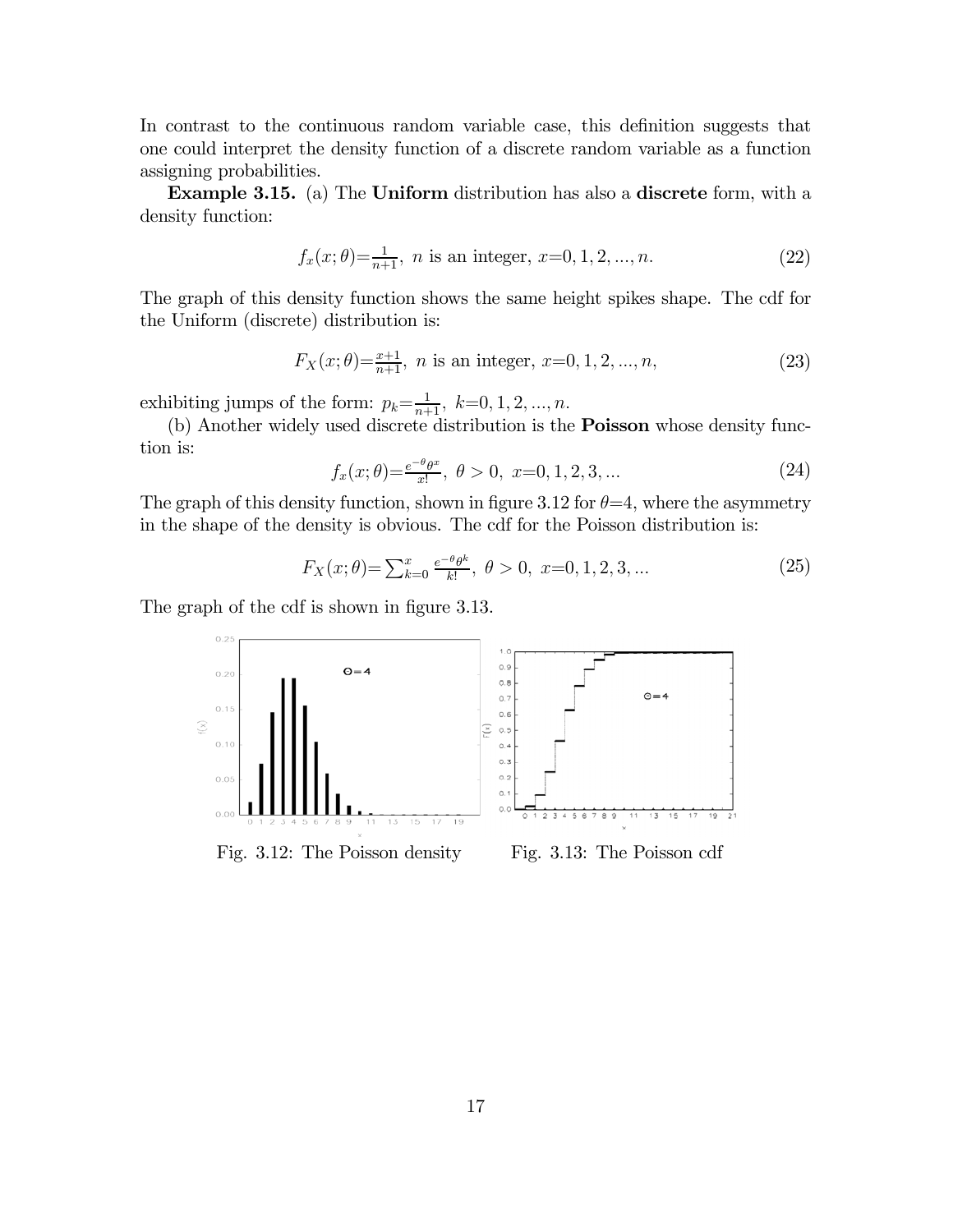In contrast to the continuous random variable case, this definition suggests that one could interpret the density function of a discrete random variable as a function assigning probabilities.

**Example 3.15.** (a) The **Uniform** distribution has also a **discrete** form, with a density function:

$$f_x(x;\theta)=\tfrac{1}{n+1},\ n \text{ is an integer, } x=0,1,2,...,n. \tag{22}$$

The graph of this density function shows the same height spikes shape. The cdf for the Uniform (discrete) distribution is:

$$F_X(x;\theta)=\tfrac{x+1}{n+1},\ n \text{ is an integer, } x=0,1,2,...,n, \tag{23}$$

exhibiting jumps of the form: $p_k=\frac{1}{n+1},\ k=0,1,2,...,n.$

(b) Another widely used discrete distribution is the **Poisson** whose density function is:

$$f_x(x;\theta)=\tfrac{e^{-\theta}\theta^x}{x!},\ \theta>0,\ x=0,1,2,3,... \tag{24}$$

The graph of this density function, shown in figure 3.12 for $\theta$=4, where the asymmetry in the shape of the density is obvious. The cdf for the Poisson distribution is:

$$F_X(x;\theta)=\textstyle\sum_{k=0}^{x}\tfrac{e^{-\theta}\theta^k}{k!},\ \theta>0,\ x=0,1,2,3,... \tag{25}$$

The graph of the cdf is shown in figure 3.13.

Fig. 3.12: The Poisson density

Fig. 3.13: The Poisson cdf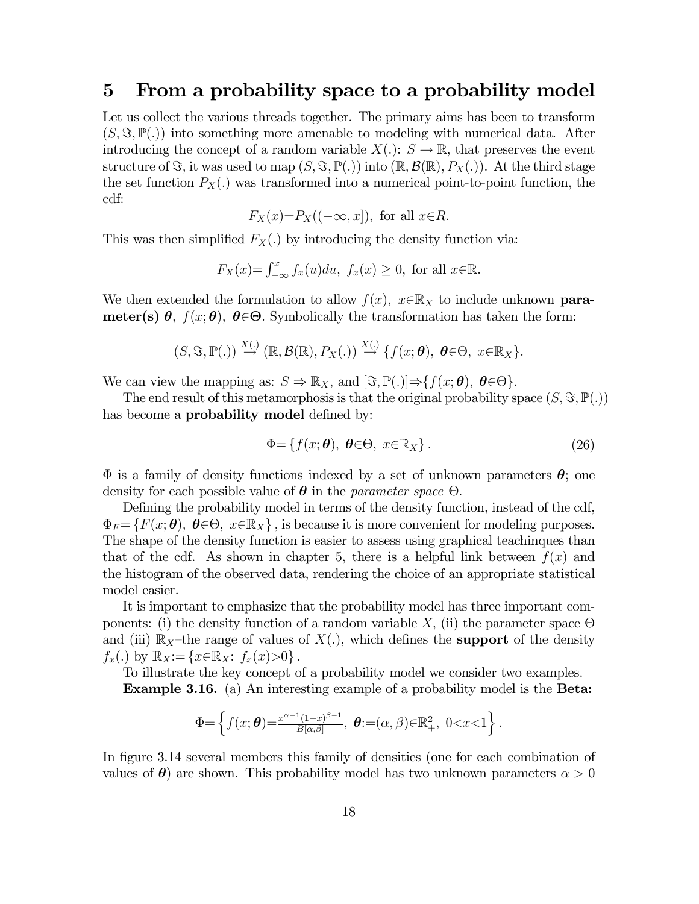## 5 From a probability space to a probability model

Let us collect the various threads together. The primary aims has been to transform $(S, \Im, \mathbb{P}(.))$ into something more amenable to modeling with numerical data. After introducing the concept of a random variable $X(.)$: $S \to \mathbb{R}$, that preserves the event structure of $\Im$, it was used to map $(S, \Im, \mathbb{P}(.))$ into $(\mathbb{R}, \mathcal{B}(\mathbb{R}), P_X(.))$. At the third stage the set function $P_X(.)$ was transformed into a numerical point-to-point function, the cdf:

$$F_X(x){=}P_X((-\infty, x]), \text{ for all } x{\in}R.$$

This was then simplified $F_X(.)$ by introducing the density function via:

$$F_X(x){=}\int_{-\infty}^{x} f_x(u)du, \ f_x(x) \geq 0, \text{ for all } x{\in}\mathbb{R}.$$

We then extended the formulation to allow $f(x)$, $x{\in}\mathbb{R}_X$ to include unknown **parameter(s)** $\boldsymbol{\theta}$, $f(x;\boldsymbol{\theta})$, $\boldsymbol{\theta}{\in}\boldsymbol{\Theta}$. Symbolically the transformation has taken the form:

$$(S, \Im, \mathbb{P}(.)) \overset{X(.)}{\to} (\mathbb{R}, \mathcal{B}(\mathbb{R}), P_X(.)) \overset{X(.)}{\to} \{f(x;\boldsymbol{\theta}), \ \boldsymbol{\theta}{\in}\Theta, \ x{\in}\mathbb{R}_X\}.$$

We can view the mapping as: $S \Rightarrow \mathbb{R}_X$, and $[\Im, \mathbb{P}(.)] {\Rightarrow} \{f(x;\boldsymbol{\theta}), \ \boldsymbol{\theta}{\in}\Theta\}$.

The end result of this metamorphosis is that the original probability space $(S, \Im, \mathbb{P}(.))$ has become a **probability model** defined by:

$$\Phi{=}\left\{f(x;\boldsymbol{\theta}), \ \boldsymbol{\theta}{\in}\Theta, \ x{\in}\mathbb{R}_X\right\}. \tag{26}$$

$\Phi$ is a family of density functions indexed by a set of unknown parameters $\boldsymbol{\theta}$; one density for each possible value of $\boldsymbol{\theta}$ in the *parameter space* $\Theta$.

Defining the probability model in terms of the density function, instead of the cdf, $\Phi_F{=}\left\{F(x;\boldsymbol{\theta}), \ \boldsymbol{\theta}{\in}\Theta, \ x{\in}\mathbb{R}_X\right\}$, is because it is more convenient for modeling purposes. The shape of the density function is easier to assess using graphical teachinques than that of the cdf. As shown in chapter 5, there is a helpful link between $f(x)$ and the histogram of the observed data, rendering the choice of an appropriate statistical model easier.

It is important to emphasize that the probability model has three important components: (i) the density function of a random variable $X$, (ii) the parameter space $\Theta$ and (iii) $\mathbb{R}_X$–the range of values of $X(.)$, which defines the **support** of the density $f_x(.)$ by $\mathbb{R}_X{:=}\left\{x{\in}\mathbb{R}_X{:} \ f_x(x){>}0\right\}$.

To illustrate the key concept of a probability model we consider two examples.

**Example 3.16.** (a) An interesting example of a probability model is the **Beta:**

$$\Phi{=}\left\{f(x;\boldsymbol{\theta}){=}\tfrac{x^{\alpha-1}(1-x)^{\beta-1}}{B[\alpha,\beta]}, \ \boldsymbol{\theta}{:=}(\alpha,\beta){\in}\mathbb{R}_+^2, \ 0{<}x{<}1\right\}.$$

In figure 3.14 several members this family of densities (one for each combination of values of $\boldsymbol{\theta}$) are shown. This probability model has two unknown parameters $\alpha > 0$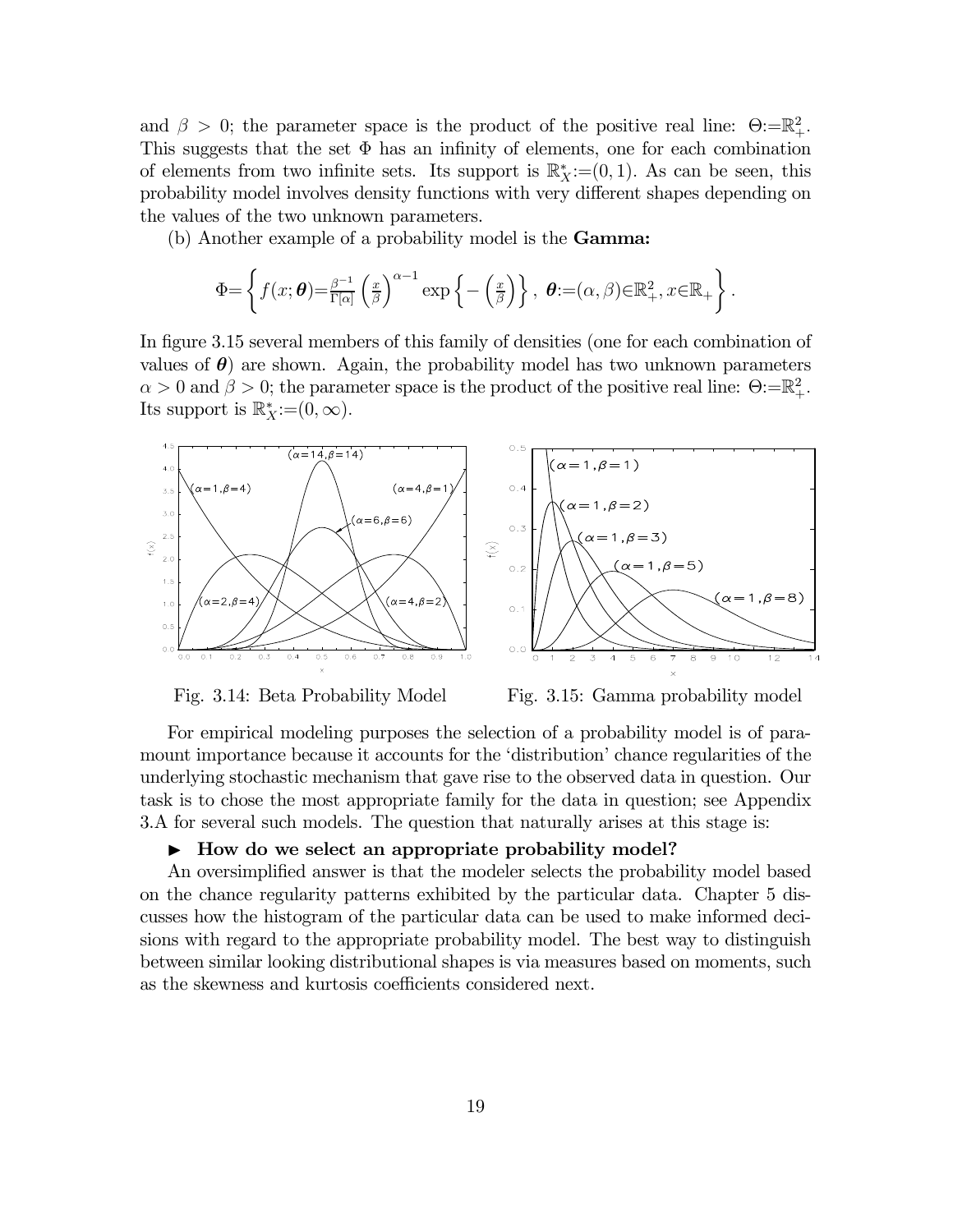and $\beta > 0$; the parameter space is the product of the positive real line: $\Theta:=\mathbb{R}_{+}^{2}$. This suggests that the set $\Phi$ has an infinity of elements, one for each combination of elements from two infinite sets. Its support is $\mathbb{R}_{X}^{*}:=(0,1)$. As can be seen, this probability model involves density functions with very different shapes depending on the values of the two unknown parameters.

(b) Another example of a probability model is the **Gamma:**

$$\Phi = \left\{ f(x;\boldsymbol{\theta}) = \tfrac{\beta^{-1}}{\Gamma[\alpha]} \left(\tfrac{x}{\beta}\right)^{\alpha-1} \exp\left\{-\left(\tfrac{x}{\beta}\right)\right\},\ \boldsymbol{\theta}:=(\alpha,\beta)\in\mathbb{R}_{+}^{2}, x\in\mathbb{R}_{+} \right\}.$$

In figure 3.15 several members of this family of densities (one for each combination of values of $\boldsymbol{\theta}$) are shown. Again, the probability model has two unknown parameters $\alpha > 0$ and $\beta > 0$; the parameter space is the product of the positive real line: $\Theta:=\mathbb{R}_{+}^{2}$. Its support is $\mathbb{R}_{X}^{*}:=(0,\infty)$.

Fig. 3.14: Beta Probability Model

Fig. 3.15: Gamma probability model

For empirical modeling purposes the selection of a probability model is of paramount importance because it accounts for the 'distribution' chance regularities of the underlying stochastic mechanism that gave rise to the observed data in question. Our task is to chose the most appropriate family for the data in question; see Appendix 3.A for several such models. The question that naturally arises at this stage is:

► **How do we select an appropriate probability model?**

An oversimplified answer is that the modeler selects the probability model based on the chance regularity patterns exhibited by the particular data. Chapter 5 discusses how the histogram of the particular data can be used to make informed decisions with regard to the appropriate probability model. The best way to distinguish between similar looking distributional shapes is via measures based on moments, such as the skewness and kurtosis coefficients considered next.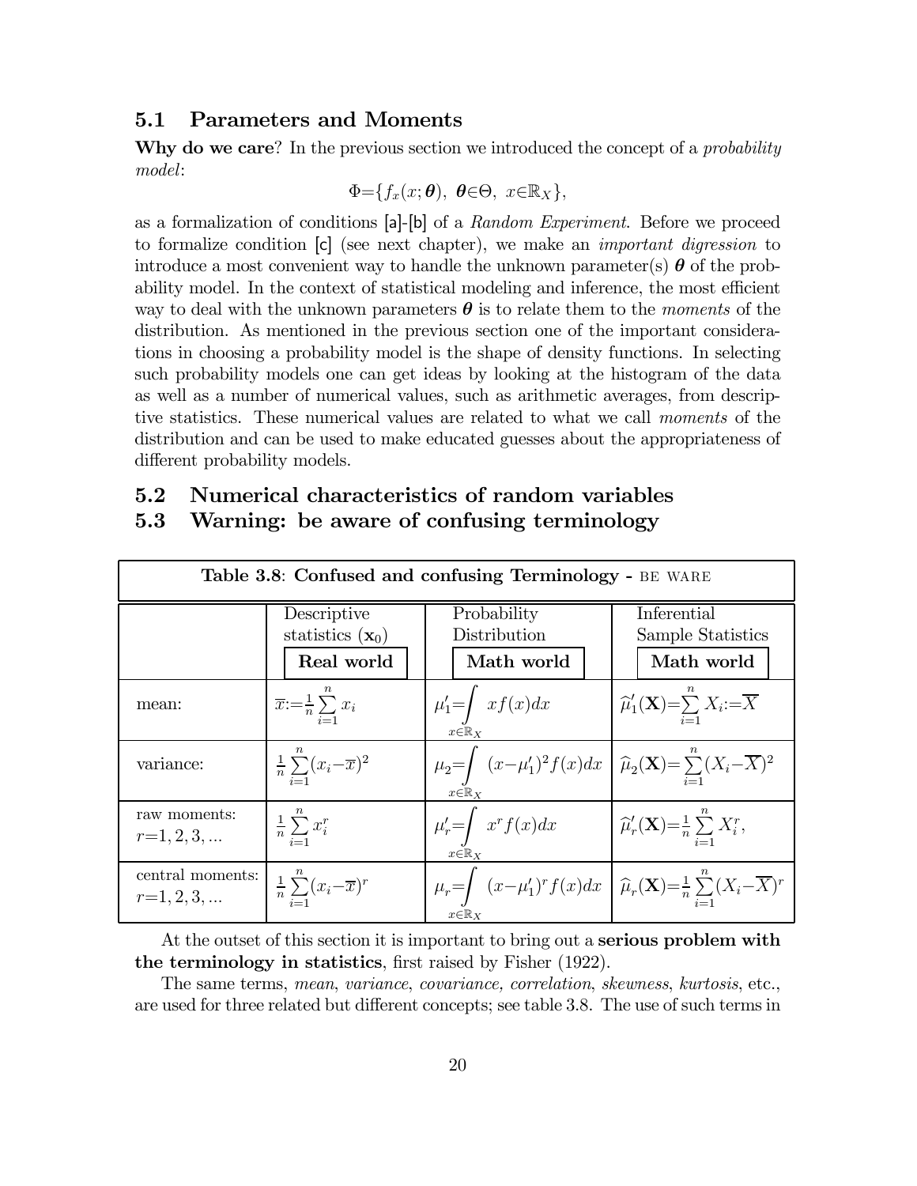## 5.1 Parameters and Moments

**Why do we care**? In the previous section we introduced the concept of a *probability model*:

$$\Phi=\{f_x(x;\boldsymbol{\theta}),\ \boldsymbol{\theta}\in\Theta,\ x\in\mathbb{R}_X\},$$

as a formalization of conditions [a]-[b] of a *Random Experiment*. Before we proceed to formalize condition [c] (see next chapter), we make an *important digression* to introduce a most convenient way to handle the unknown parameter(s) $\boldsymbol{\theta}$ of the probability model. In the context of statistical modeling and inference, the most efficient way to deal with the unknown parameters $\boldsymbol{\theta}$ is to relate them to the *moments* of the distribution. As mentioned in the previous section one of the important considerations in choosing a probability model is the shape of density functions. In selecting such probability models one can get ideas by looking at the histogram of the data as well as a number of numerical values, such as arithmetic averages, from descriptive statistics. These numerical values are related to what we call *moments* of the distribution and can be used to make educated guesses about the appropriateness of different probability models.

## 5.2 Numerical characteristics of random variables

## 5.3 Warning: be aware of confusing terminology

**Table 3.8**: **Confused and confusing Terminology -** BE WARE

| | Descriptive statistics ($\mathbf{x}_0$) **Real world** | Probability Distribution **Math world** | Inferential Sample Statistics **Math world** |
|---|---|---|---|
| mean: | $\overline{x}:=\frac{1}{n}\sum_{i=1}^{n}x_i$ | $\mu_1'=\int_{x\in\mathbb{R}_X} xf(x)dx$ | $\widehat{\mu}_1'(\mathbf{X})=\sum_{i=1}^{n}X_i:=\overline{X}$ |
| variance: | $\frac{1}{n}\sum_{i=1}^{n}(x_i-\overline{x})^2$ | $\mu_2=\int_{x\in\mathbb{R}_X}(x-\mu_1')^2f(x)dx$ | $\widehat{\mu}_2(\mathbf{X})=\sum_{i=1}^{n}(X_i-\overline{X})^2$ |
| raw moments: $r=1,2,3,...$ | $\frac{1}{n}\sum_{i=1}^{n}x_i^r$ | $\mu_r'=\int_{x\in\mathbb{R}_X} x^rf(x)dx$ | $\widehat{\mu}_r'(\mathbf{X})=\frac{1}{n}\sum_{i=1}^{n}X_i^r,$ |
| central moments: $r=1,2,3,...$ | $\frac{1}{n}\sum_{i=1}^{n}(x_i-\overline{x})^r$ | $\mu_r=\int_{x\in\mathbb{R}_X}(x-\mu_1')^rf(x)dx$ | $\widehat{\mu}_r(\mathbf{X})=\frac{1}{n}\sum_{i=1}^{n}(X_i-\overline{X})^r$ |

At the outset of this section it is important to bring out a **serious problem with the terminology in statistics**, first raised by Fisher (1922).

The same terms, *mean*, *variance*, *covariance, correlation*, *skewness*, *kurtosis*, etc., are used for three related but different concepts; see table 3.8. The use of such terms in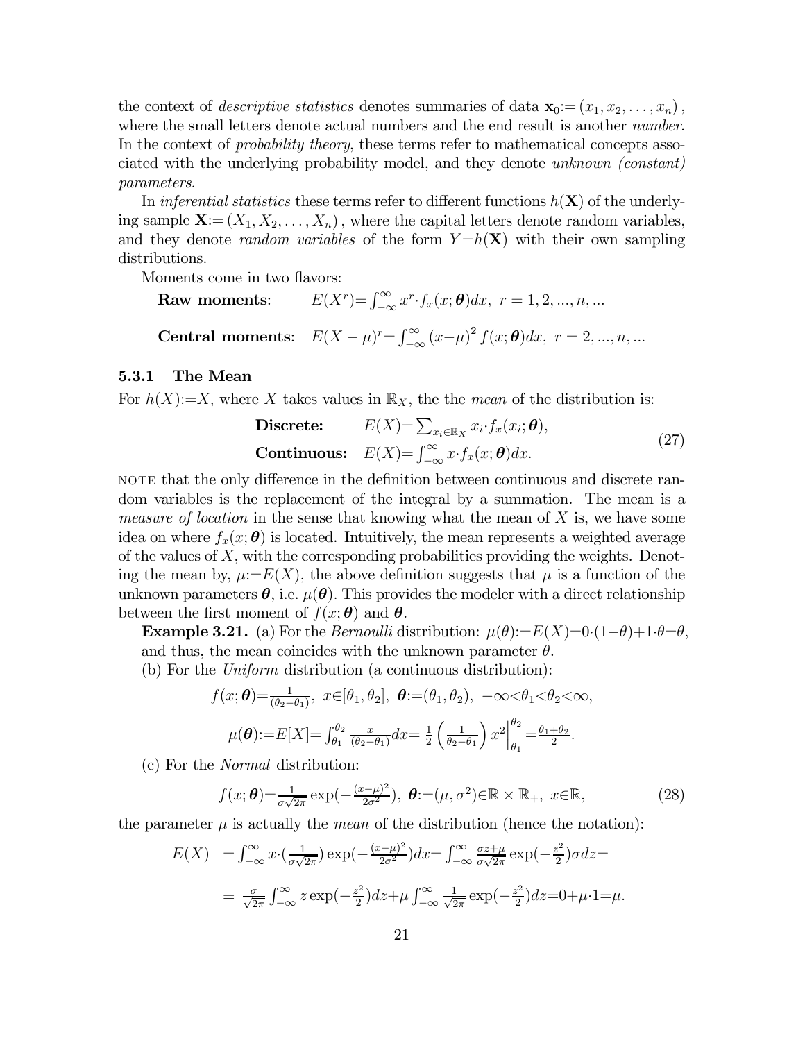the context of *descriptive statistics* denotes summaries of data $\mathbf{x}_0 := (x_1, x_2, \ldots, x_n)$, where the small letters denote actual numbers and the end result is another *number*. In the context of *probability theory*, these terms refer to mathematical concepts associated with the underlying probability model, and they denote *unknown (constant) parameters*.

In *inferential statistics* these terms refer to different functions $h(\mathbf{X})$ of the underlying sample $\mathbf{X} := (X_1, X_2, \ldots, X_n)$, where the capital letters denote random variables, and they denote *random variables* of the form $Y = h(\mathbf{X})$ with their own sampling distributions.

Moments come in two flavors:

**Raw moments**: $E(X^r) = \int_{-\infty}^{\infty} x^r \cdot f_x(x; \boldsymbol{\theta}) dx, \; r = 1, 2, ..., n, ...$

**Central moments**: $E(X - \mu)^r = \int_{-\infty}^{\infty} (x - \mu)^2 f(x; \boldsymbol{\theta}) dx, \; r = 2, ..., n, ...$

### 5.3.1 The Mean

For $h(X) := X$, where $X$ takes values in $\mathbb{R}_X$, the the *mean* of the distribution is:

$$\begin{aligned} &\textbf{Discrete:} \quad E(X) = \sum_{x_i \in \mathbb{R}_X} x_i \cdot f_x(x_i; \boldsymbol{\theta}), \\ &\textbf{Continuous:} \quad E(X) = \int_{-\infty}^{\infty} x \cdot f_x(x; \boldsymbol{\theta}) dx. \end{aligned} \tag{27}$$

NOTE that the only difference in the definition between continuous and discrete random variables is the replacement of the integral by a summation. The mean is a *measure of location* in the sense that knowing what the mean of $X$ is, we have some idea on where $f_x(x; \boldsymbol{\theta})$ is located. Intuitively, the mean represents a weighted average of the values of $X$, with the corresponding probabilities providing the weights. Denoting the mean by, $\mu := E(X)$, the above definition suggests that $\mu$ is a function of the unknown parameters $\boldsymbol{\theta}$, i.e. $\mu(\boldsymbol{\theta})$. This provides the modeler with a direct relationship between the first moment of $f(x; \boldsymbol{\theta})$ and $\boldsymbol{\theta}$.

**Example 3.21.** (a) For the *Bernoulli* distribution: $\mu(\theta) := E(X) = 0 \cdot (1 - \theta) + 1 \cdot \theta = \theta$, and thus, the mean coincides with the unknown parameter $\theta$.

(b) For the *Uniform* distribution (a continuous distribution):

$$f(x; \boldsymbol{\theta}) = \frac{1}{(\theta_2 - \theta_1)}, \; x \in [\theta_1, \theta_2], \; \boldsymbol{\theta} := (\theta_1, \theta_2), \; -\infty < \theta_1 < \theta_2 < \infty,$$

$$\mu(\boldsymbol{\theta}) := E[X] = \int_{\theta_1}^{\theta_2} \frac{x}{(\theta_2 - \theta_1)} dx = \frac{1}{2} \left( \frac{1}{\theta_2 - \theta_1} \right) x^2 \Big|_{\theta_1}^{\theta_2} = \frac{\theta_1 + \theta_2}{2}.$$

(c) For the *Normal* distribution:

$$f(x; \boldsymbol{\theta}) = \frac{1}{\sigma\sqrt{2\pi}} \exp(-\frac{(x - \mu)^2}{2\sigma^2}), \; \boldsymbol{\theta} := (\mu, \sigma^2) \in \mathbb{R} \times \mathbb{R}_+, \; x \in \mathbb{R}, \tag{28}$$

the parameter $\mu$ is actually the *mean* of the distribution (hence the notation):

$$\begin{aligned} E(X) &= \int_{-\infty}^{\infty} x \cdot (\tfrac{1}{\sigma\sqrt{2\pi}}) \exp(-\tfrac{(x - \mu)^2}{2\sigma^2}) dx = \int_{-\infty}^{\infty} \tfrac{\sigma z + \mu}{\sigma\sqrt{2\pi}} \exp(-\tfrac{z^2}{2}) \sigma dz = \\ &= \tfrac{\sigma}{\sqrt{2\pi}} \int_{-\infty}^{\infty} z \exp(-\tfrac{z^2}{2}) dz + \mu \int_{-\infty}^{\infty} \tfrac{1}{\sqrt{2\pi}} \exp(-\tfrac{z^2}{2}) dz = 0 + \mu \cdot 1 = \mu. \end{aligned}$$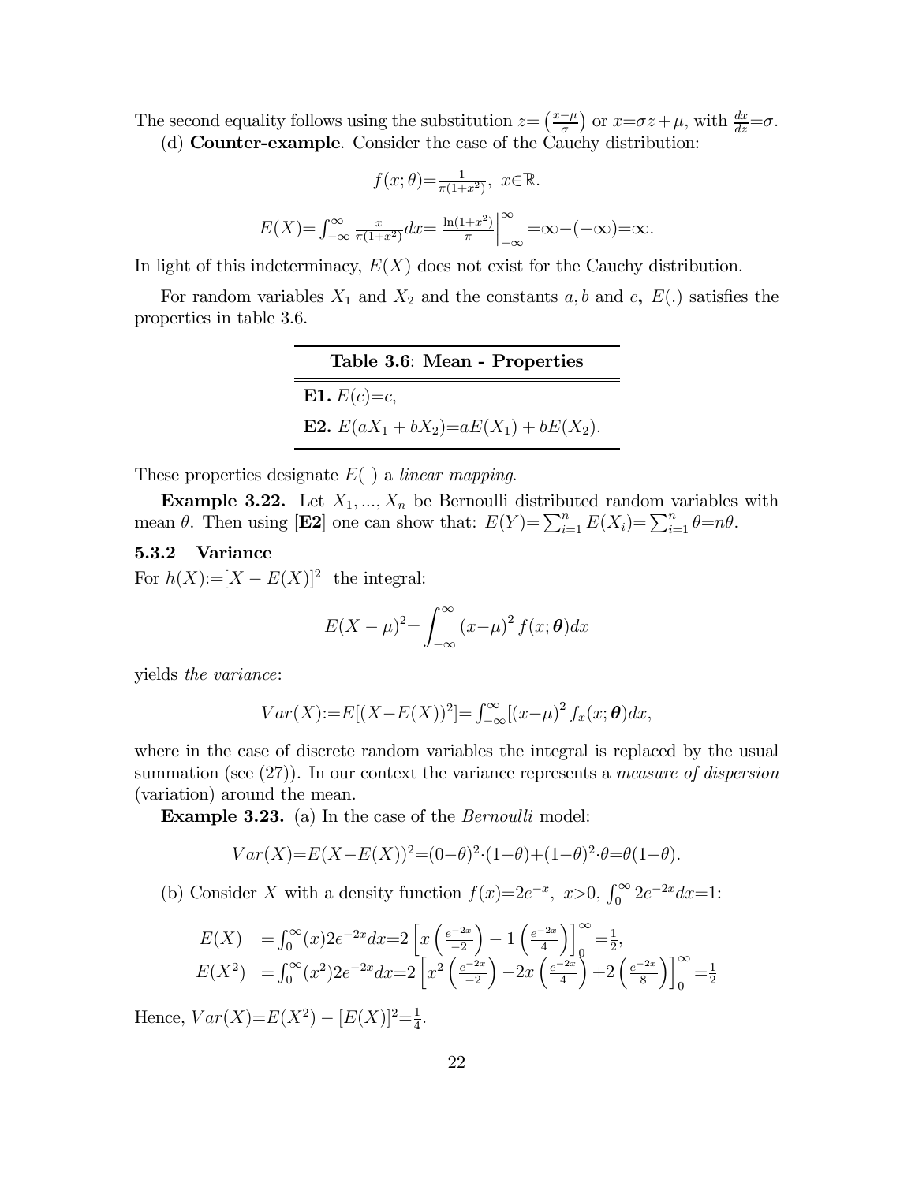The second equality follows using the substitution $z = \left(\frac{x-\mu}{\sigma}\right)$ or $x = \sigma z + \mu$, with $\frac{dx}{dz} = \sigma$.

(d) **Counter-example**. Consider the case of the Cauchy distribution:

$$f(x;\theta) = \frac{1}{\pi(1+x^2)}, \ \ x \in \mathbb{R}.$$

$$E(X) = \int_{-\infty}^{\infty} \frac{x}{\pi(1+x^2)} dx = \left. \frac{\ln(1+x^2)}{\pi} \right|_{-\infty}^{\infty} = \infty - (-\infty) = \infty.$$

In light of this indeterminacy, $E(X)$ does not exist for the Cauchy distribution.

For random variables $X_1$ and $X_2$ and the constants $a, b$ and $c$**,** $E(.)$ satisfies the properties in table 3.6.

| **Table 3.6**: **Mean - Properties** |
|---|
| **E1.** $E(c) = c$, |
| **E2.** $E(aX_1 + bX_2) = aE(X_1) + bE(X_2)$. |

These properties designate $E(\ )$ a *linear mapping*.

**Example 3.22.** Let $X_1, ..., X_n$ be Bernoulli distributed random variables with mean $\theta$. Then using [**E2**] one can show that: $E(Y) = \sum_{i=1}^{n} E(X_i) = \sum_{i=1}^{n} \theta = n\theta$.

### 5.3.2 Variance

For $h(X) := [X - E(X)]^2$ the integral:

$$E(X-\mu)^2 = \int_{-\infty}^{\infty} (x-\mu)^2 f(x;\boldsymbol{\theta}) dx$$

yields *the variance*:

$$Var(X) := E[(X - E(X))^2] = \int_{-\infty}^{\infty} [(x-\mu)^2 f_x(x;\boldsymbol{\theta}) dx,$$

where in the case of discrete random variables the integral is replaced by the usual summation (see (27)). In our context the variance represents a *measure of dispersion* (variation) around the mean.

**Example 3.23.** (a) In the case of the *Bernoulli* model:

$$Var(X) = E(X - E(X))^2 = (0-\theta)^2 \cdot (1-\theta) + (1-\theta)^2 \cdot \theta = \theta(1-\theta).$$

(b) Consider $X$ with a density function $f(x) = 2e^{-x}$, $x > 0$, $\int_0^{\infty} 2e^{-2x} dx = 1$:

$$\begin{aligned} E(X) &= \int_0^{\infty} (x) 2e^{-2x} dx = 2\left[ x\left(\frac{e^{-2x}}{-2}\right) - 1\left(\frac{e^{-2x}}{4}\right)\right]_0^{\infty} = \tfrac{1}{2}, \\ E(X^2) &= \int_0^{\infty} (x^2) 2e^{-2x} dx = 2\left[ x^2\left(\frac{e^{-2x}}{-2}\right) - 2x\left(\frac{e^{-2x}}{4}\right) + 2\left(\frac{e^{-2x}}{8}\right)\right]_0^{\infty} = \tfrac{1}{2} \end{aligned}$$

Hence, $Var(X) = E(X^2) - [E(X)]^2 = \frac{1}{4}$.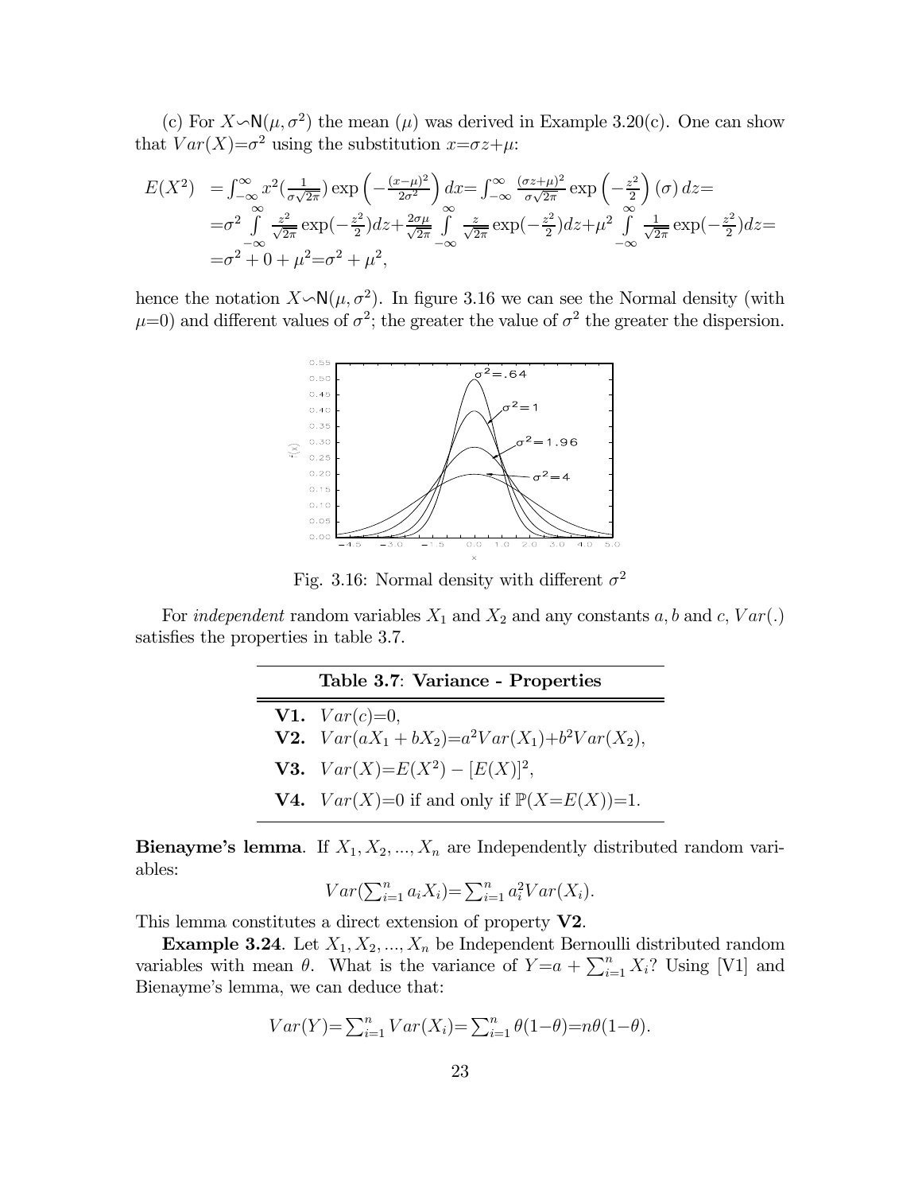(c) For $X \backsim \mathsf{N}(\mu, \sigma^2)$ the mean ($\mu$) was derived in Example 3.20(c). One can show that $Var(X) = \sigma^2$ using the substitution $x = \sigma z + \mu$:

$$
\begin{aligned}
E(X^2) &= \int_{-\infty}^{\infty} x^2 (\tfrac{1}{\sigma\sqrt{2\pi}}) \exp\left(-\tfrac{(x-\mu)^2}{2\sigma^2}\right) dx = \int_{-\infty}^{\infty} \tfrac{(\sigma z+\mu)^2}{\sigma\sqrt{2\pi}} \exp\left(-\tfrac{z^2}{2}\right)(\sigma)\, dz = \\
&= \sigma^2 \int_{-\infty}^{\infty} \tfrac{z^2}{\sqrt{2\pi}} \exp(-\tfrac{z^2}{2}) dz + \tfrac{2\sigma\mu}{\sqrt{2\pi}} \int_{-\infty}^{\infty} \tfrac{z}{\sqrt{2\pi}} \exp(-\tfrac{z^2}{2}) dz + \mu^2 \int_{-\infty}^{\infty} \tfrac{1}{\sqrt{2\pi}} \exp(-\tfrac{z^2}{2}) dz = \\
&= \sigma^2 + 0 + \mu^2 = \sigma^2 + \mu^2,
\end{aligned}
$$

hence the notation $X \backsim \mathsf{N}(\mu, \sigma^2)$. In figure 3.16 we can see the Normal density (with $\mu=0$) and different values of $\sigma^2$; the greater the value of $\sigma^2$ the greater the dispersion.

Fig. 3.16: Normal density with different $\sigma^2$

For *independent* random variables $X_1$ and $X_2$ and any constants $a, b$ and $c$, $Var(.)$ satisfies the properties in table 3.7.

| **Table 3.7: Variance - Properties** |
|---|
| **V1.** $Var(c) = 0$, |
| **V2.** $Var(aX_1 + bX_2) = a^2 Var(X_1) + b^2 Var(X_2)$, |
| **V3.** $Var(X) = E(X^2) - [E(X)]^2$, |
| **V4.** $Var(X) = 0$ if and only if $\mathbb{P}(X = E(X)) = 1$. |

**Bienayme's lemma**. If $X_1, X_2, ..., X_n$ are Independently distributed random variables:

$$Var(\textstyle\sum_{i=1}^n a_i X_i) = \sum_{i=1}^n a_i^2 Var(X_i).$$

This lemma constitutes a direct extension of property **V2**.

**Example 3.24**. Let $X_1, X_2, ..., X_n$ be Independent Bernoulli distributed random variables with mean $\theta$. What is the variance of $Y = a + \sum_{i=1}^n X_i$? Using [V1] and Bienayme's lemma, we can deduce that:

$$Var(Y) = \textstyle\sum_{i=1}^n Var(X_i) = \sum_{i=1}^n \theta(1-\theta) = n\theta(1-\theta).$$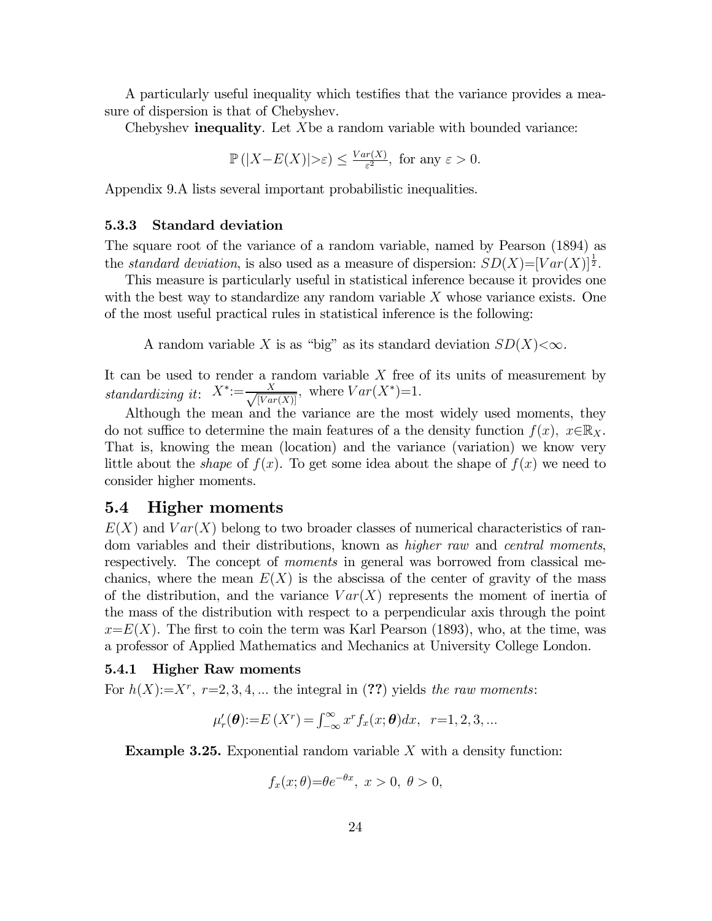A particularly useful inequality which testifies that the variance provides a measure of dispersion is that of Chebyshev.

Chebyshev **inequality**. Let $X$be a random variable with bounded variance:

$$\mathbb{P}\left(|X-E(X)|>\varepsilon\right) \leq \frac{Var(X)}{\varepsilon^2}, \text{ for any } \varepsilon > 0.$$

Appendix 9.A lists several important probabilistic inequalities.

### 5.3.3 Standard deviation

The square root of the variance of a random variable, named by Pearson (1894) as the *standard deviation*, is also used as a measure of dispersion: $SD(X)=[Var(X)]^{\frac{1}{2}}$.

This measure is particularly useful in statistical inference because it provides one with the best way to standardize any random variable $X$ whose variance exists. One of the most useful practical rules in statistical inference is the following:

A random variable $X$ is as "big" as its standard deviation $SD(X)<\infty$.

It can be used to render a random variable $X$ free of its units of measurement by *standardizing it*: $X^*:=\frac{X}{\sqrt{[Var(X)]}}$, where $Var(X^*)=1$.

Although the mean and the variance are the most widely used moments, they do not suffice to determine the main features of a the density function $f(x)$, $x\in\mathbb{R}_X$. That is, knowing the mean (location) and the variance (variation) we know very little about the *shape* of $f(x)$. To get some idea about the shape of $f(x)$ we need to consider higher moments.

## 5.4 Higher moments

$E(X)$ and $Var(X)$ belong to two broader classes of numerical characteristics of random variables and their distributions, known as *higher raw* and *central moments*, respectively. The concept of *moments* in general was borrowed from classical mechanics, where the mean $E(X)$ is the abscissa of the center of gravity of the mass of the distribution, and the variance $Var(X)$ represents the moment of inertia of the mass of the distribution with respect to a perpendicular axis through the point $x=E(X)$. The first to coin the term was Karl Pearson (1893), who, at the time, was a professor of Applied Mathematics and Mechanics at University College London.

### 5.4.1 Higher Raw moments

For $h(X):=X^r$, $r=2,3,4,...$ the integral in (**??**) yields *the raw moments*:

$$\mu_r'(\boldsymbol{\theta}):=E\left(X^r\right)=\int_{-\infty}^{\infty} x^r f_x(x;\boldsymbol{\theta})dx, \quad r=1,2,3,...$$

**Example 3.25.** Exponential random variable $X$ with a density function:

$$f_x(x;\theta)=\theta e^{-\theta x}, \ x>0, \ \theta>0,$$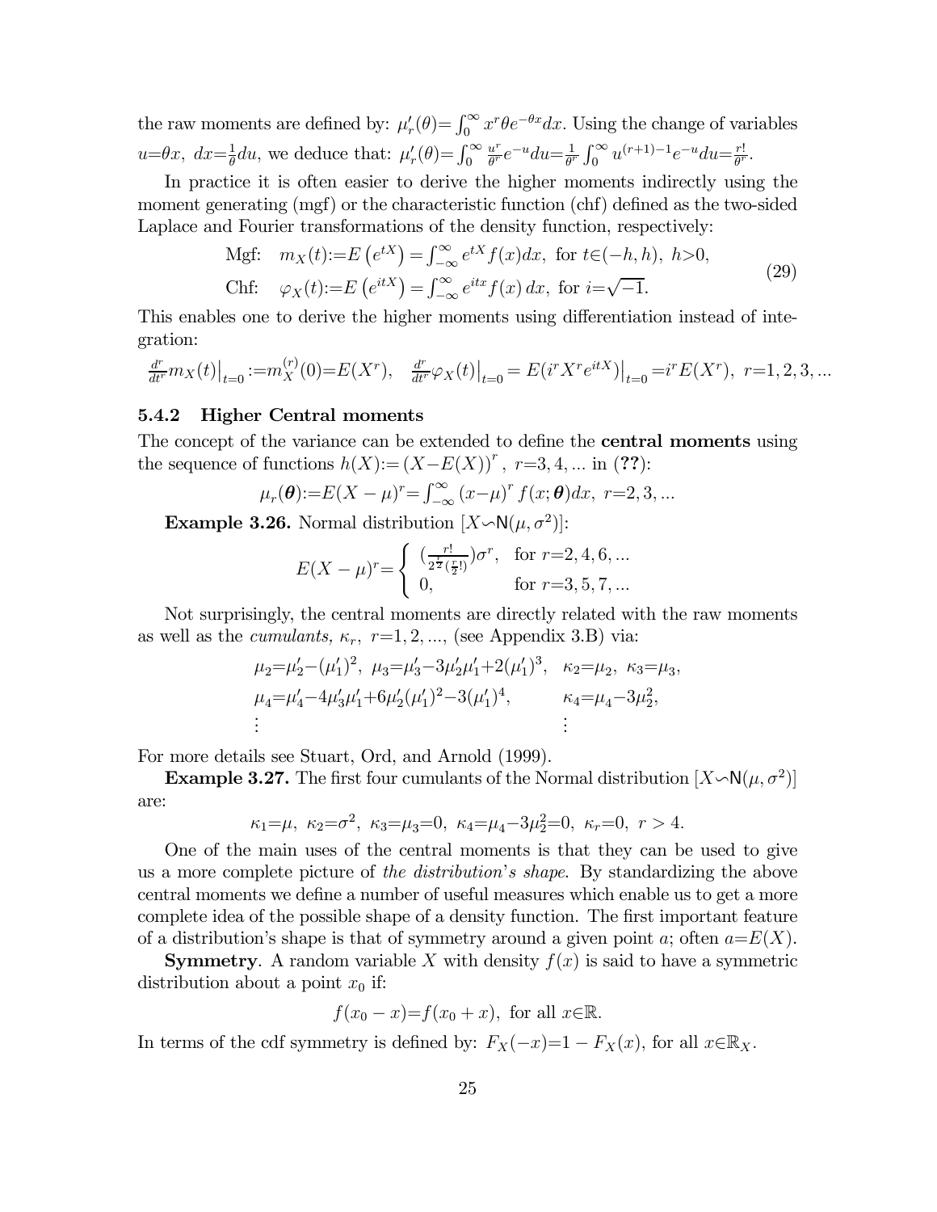the raw moments are defined by: $\mu_r'(\theta)=\int_0^\infty x^r\theta e^{-\theta x}dx$. Using the change of variables $u=\theta x,\ dx=\frac{1}{\theta}du$, we deduce that: $\mu_r'(\theta)=\int_0^\infty \frac{u^r}{\theta^r}e^{-u}du=\frac{1}{\theta^r}\int_0^\infty u^{(r+1)-1}e^{-u}du=\frac{r!}{\theta^r}$.

In practice it is often easier to derive the higher moments indirectly using the moment generating (mgf) or the characteristic function (chf) defined as the two-sided Laplace and Fourier transformations of the density function, respectively:

$$
\begin{aligned}
&\text{Mgf:}\quad m_X(t):=E\left(e^{tX}\right)=\int_{-\infty}^{\infty}e^{tX}f(x)dx,\ \text{for } t\in(-h,h),\ h>0,\\
&\text{Chf:}\quad \varphi_X(t):=E\left(e^{itX}\right)=\int_{-\infty}^{\infty}e^{itx}f(x)\,dx,\ \text{for } i=\sqrt{-1}.
\end{aligned}
\tag{29}
$$

This enables one to derive the higher moments using differentiation instead of integration:

$$
\tfrac{d^r}{dt^r}m_X(t)\big|_{t=0}:=m_X^{(r)}(0)=E(X^r),\quad \tfrac{d^r}{dt^r}\varphi_X(t)\big|_{t=0}=E(i^rX^re^{itX})\big|_{t=0}=i^rE(X^r),\ r=1,2,3,...
$$

### 5.4.2 Higher Central moments

The concept of the variance can be extended to define the **central moments** using the sequence of functions $h(X):=(X-E(X))^r,\ r=3,4,...$ in (**??**):

$$
\mu_r(\boldsymbol{\theta}):=E(X-\mu)^r=\int_{-\infty}^{\infty}(x-\mu)^r f(x;\boldsymbol{\theta})dx,\ r=2,3,...
$$

**Example 3.26.** Normal distribution $[X\backsim\mathsf{N}(\mu,\sigma^2)]$:

$$
E(X-\mu)^r=\begin{cases}(\frac{r!}{2^{\frac{r}{2}}(\frac{r}{2}!)})\sigma^r, & \text{for } r=2,4,6,...\\ 0, & \text{for } r=3,5,7,...\end{cases}
$$

Not surprisingly, the central moments are directly related with the raw moments as well as the *cumulants,* $\kappa_r,\ r=1,2,...,$ (see Appendix 3.B) via:

$$
\begin{aligned}
&\mu_2=\mu_2'-(\mu_1')^2,\ \mu_3=\mu_3'-3\mu_2'\mu_1'+2(\mu_1')^3, && \kappa_2=\mu_2,\ \kappa_3=\mu_3,\\
&\mu_4=\mu_4'-4\mu_3'\mu_1'+6\mu_2'(\mu_1')^2-3(\mu_1')^4, && \kappa_4=\mu_4-3\mu_2^2,\\
&\vdots && \vdots
\end{aligned}
$$

For more details see Stuart, Ord, and Arnold (1999).

**Example 3.27.** The first four cumulants of the Normal distribution $[X\backsim\mathsf{N}(\mu,\sigma^2)]$ are:

$$
\kappa_1=\mu,\ \kappa_2=\sigma^2,\ \kappa_3=\mu_3=0,\ \kappa_4=\mu_4-3\mu_2^2=0,\ \kappa_r=0,\ r>4.
$$

One of the main uses of the central moments is that they can be used to give us a more complete picture of *the distribution's shape*. By standardizing the above central moments we define a number of useful measures which enable us to get a more complete idea of the possible shape of a density function. The first important feature of a distribution's shape is that of symmetry around a given point $a$; often $a=E(X)$.

**Symmetry**. A random variable $X$ with density $f(x)$ is said to have a symmetric distribution about a point $x_0$ if:

$$
f(x_0-x)=f(x_0+x),\ \text{for all } x\in\mathbb{R}.
$$

In terms of the cdf symmetry is defined by: $F_X(-x)=1-F_X(x)$, for all $x\in\mathbb{R}_X$.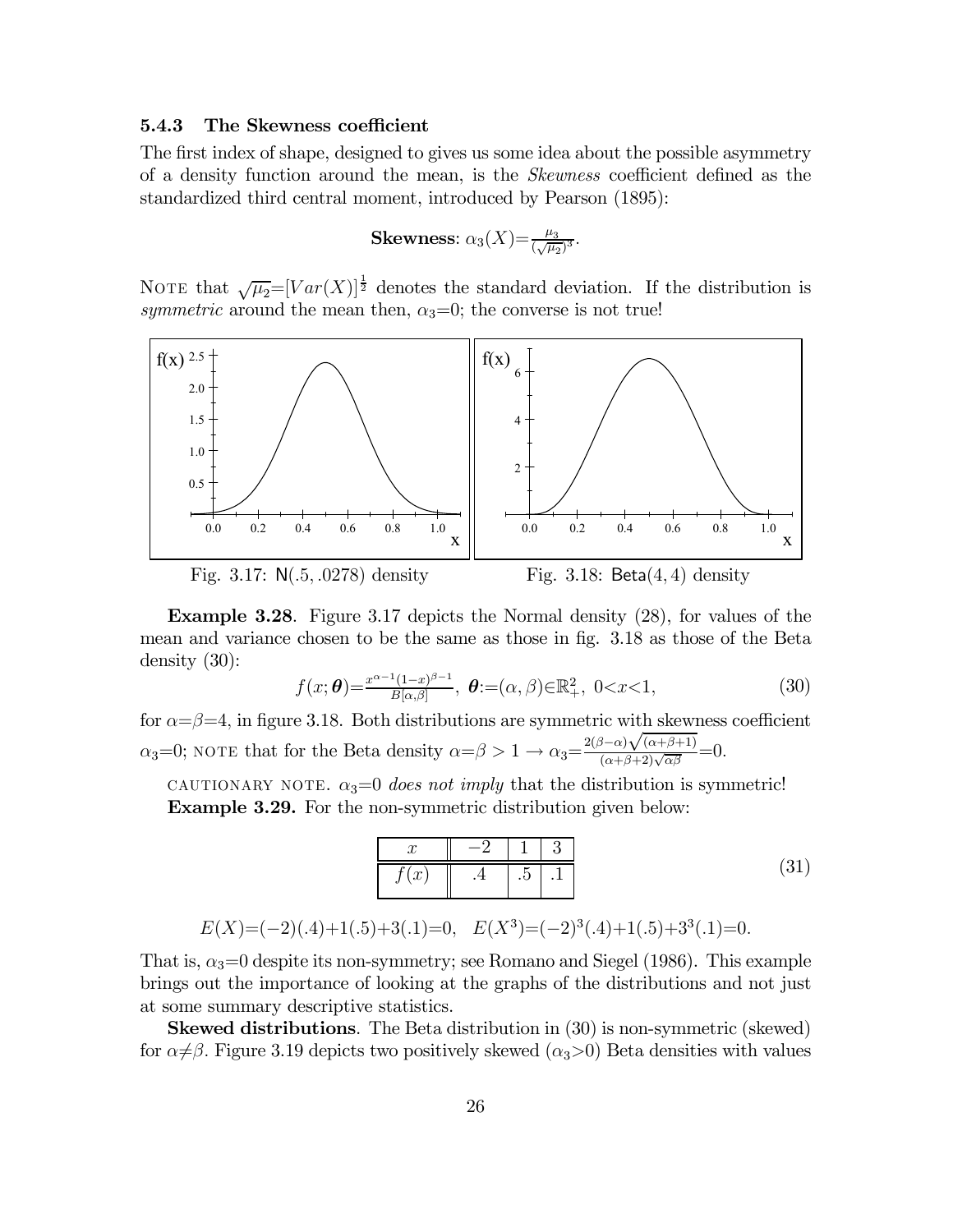### 5.4.3 The Skewness coefficient

The first index of shape, designed to gives us some idea about the possible asymmetry of a density function around the mean, is the *Skewness* coefficient defined as the standardized third central moment, introduced by Pearson (1895):

$$\textbf{Skewness}: \alpha_3(X) = \frac{\mu_3}{(\sqrt{\mu_2})^3}.$$

NOTE that $\sqrt{\mu_2} = [Var(X)]^{\frac{1}{2}}$ denotes the standard deviation. If the distribution is *symmetric* around the mean then, $\alpha_3 = 0$; the converse is not true!

Fig. 3.17: $\mathsf{N}(.5, .0278)$ density

Fig. 3.18: $\mathsf{Beta}(4, 4)$ density

**Example 3.28**. Figure 3.17 depicts the Normal density (28), for values of the mean and variance chosen to be the same as those in fig. 3.18 as those of the Beta density (30):

$$f(x; \boldsymbol{\theta}) = \frac{x^{\alpha-1}(1-x)^{\beta-1}}{B[\alpha, \beta]}, \ \boldsymbol{\theta} := (\alpha, \beta) \in \mathbb{R}_+^2, \ 0 < x < 1, \tag{30}$$

for $\alpha = \beta = 4$, in figure 3.18. Both distributions are symmetric with skewness coefficient $\alpha_3 = 0$; NOTE that for the Beta density $\alpha = \beta > 1 \rightarrow \alpha_3 = \frac{2(\beta - \alpha)\sqrt{(\alpha+\beta+1)}}{(\alpha+\beta+2)\sqrt{\alpha\beta}} = 0$.

CAUTIONARY NOTE. $\alpha_3 = 0$ *does not imply* that the distribution is symmetric!

**Example 3.29.** For the non-symmetric distribution given below:

| $x$ | $-2$ | $1$ | $3$ |
|---|---|---|---|
| $f(x)$ | $.4$ | $.5$ | $.1$ |

(31)

$$E(X) = (-2)(.4) + 1(.5) + 3(.1) = 0, \quad E(X^3) = (-2)^3(.4) + 1(.5) + 3^3(.1) = 0.$$

That is, $\alpha_3 = 0$ despite its non-symmetry; see Romano and Siegel (1986). This example brings out the importance of looking at the graphs of the distributions and not just at some summary descriptive statistics.

**Skewed distributions**. The Beta distribution in (30) is non-symmetric (skewed) for $\alpha \neq \beta$. Figure 3.19 depicts two positively skewed ($\alpha_3 > 0$) Beta densities with values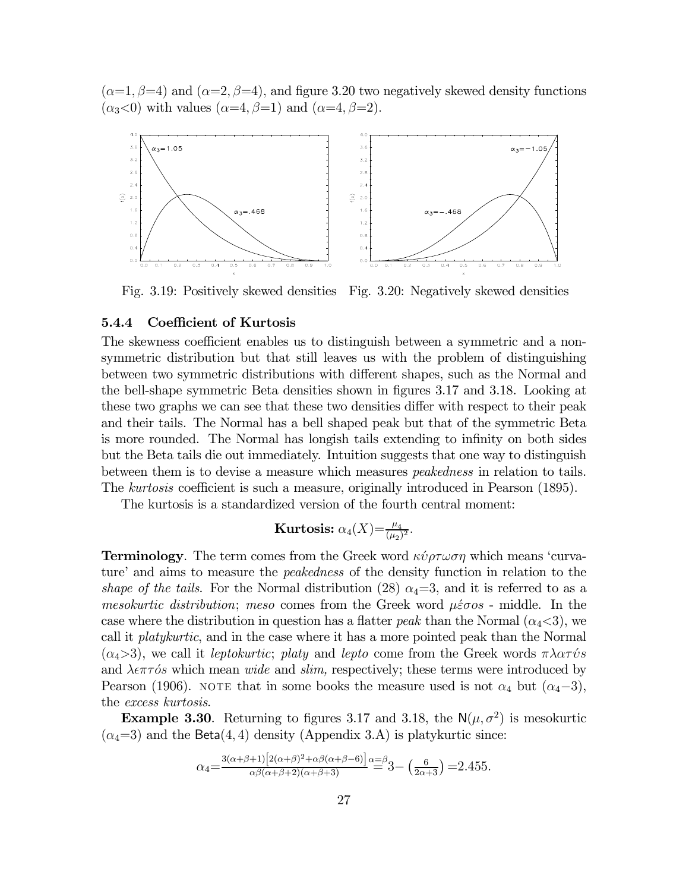($\alpha$=1, $\beta$=4) and ($\alpha$=2, $\beta$=4), and figure 3.20 two negatively skewed density functions ($\alpha_3$<0) with values ($\alpha$=4, $\beta$=1) and ($\alpha$=4, $\beta$=2).

Fig. 3.19: Positively skewed densities   Fig. 3.20: Negatively skewed densities

### 5.4.4 Coefficient of Kurtosis

The skewness coefficient enables us to distinguish between a symmetric and a non-symmetric distribution but that still leaves us with the problem of distinguishing between two symmetric distributions with different shapes, such as the Normal and the bell-shape symmetric Beta densities shown in figures 3.17 and 3.18. Looking at these two graphs we can see that these two densities differ with respect to their peak and their tails. The Normal has a bell shaped peak but that of the symmetric Beta is more rounded. The Normal has longish tails extending to infinity on both sides but the Beta tails die out immediately. Intuition suggests that one way to distinguish between them is to devise a measure which measures *peakedness* in relation to tails. The *kurtosis* coefficient is such a measure, originally introduced in Pearson (1895).

The kurtosis is a standardized version of the fourth central moment:

$$\textbf{Kurtosis: } \alpha_4(X)=\tfrac{\mu_4}{(\mu_2)^2}.$$

**Terminology**. The term comes from the Greek word $\kappa\acute{\upsilon}\rho\tau\omega\sigma\eta$ which means 'curvature' and aims to measure the *peakedness* of the density function in relation to the *shape of the tails*. For the Normal distribution (28) $\alpha_4$=3, and it is referred to as a *mesokurtic distribution*; *meso* comes from the Greek word $\mu\acute{\varepsilon}\sigma o s$ - middle. In the case where the distribution in question has a flatter *peak* than the Normal ($\alpha_4$<3), we call it *platykurtic*, and in the case where it has a more pointed peak than the Normal ($\alpha_4$>3), we call it *leptokurtic*; *platy* and *lepto* come from the Greek words $\pi\lambda\alpha\tau\acute{\upsilon}s$ and $\lambda\epsilon\pi\tau\acute{o}s$ which mean *wide* and *slim,* respectively; these terms were introduced by Pearson (1906). NOTE that in some books the measure used is not $\alpha_4$ but ($\alpha_4$−3), the *excess kurtosis*.

**Example 3.30**. Returning to figures 3.17 and 3.18, the $\mathsf{N}(\mu,\sigma^2)$ is mesokurtic ($\alpha_4$=3) and the $\mathsf{Beta}(4,4)$ density (Appendix 3.A) is platykurtic since:

$$\alpha_4=\tfrac{3(\alpha+\beta+1)\left[2(\alpha+\beta)^2+\alpha\beta(\alpha+\beta-6)\right]}{\alpha\beta(\alpha+\beta+2)(\alpha+\beta+3)}\overset{\alpha=\beta}{=}3-\left(\tfrac{6}{2\alpha+3}\right)=2.455.$$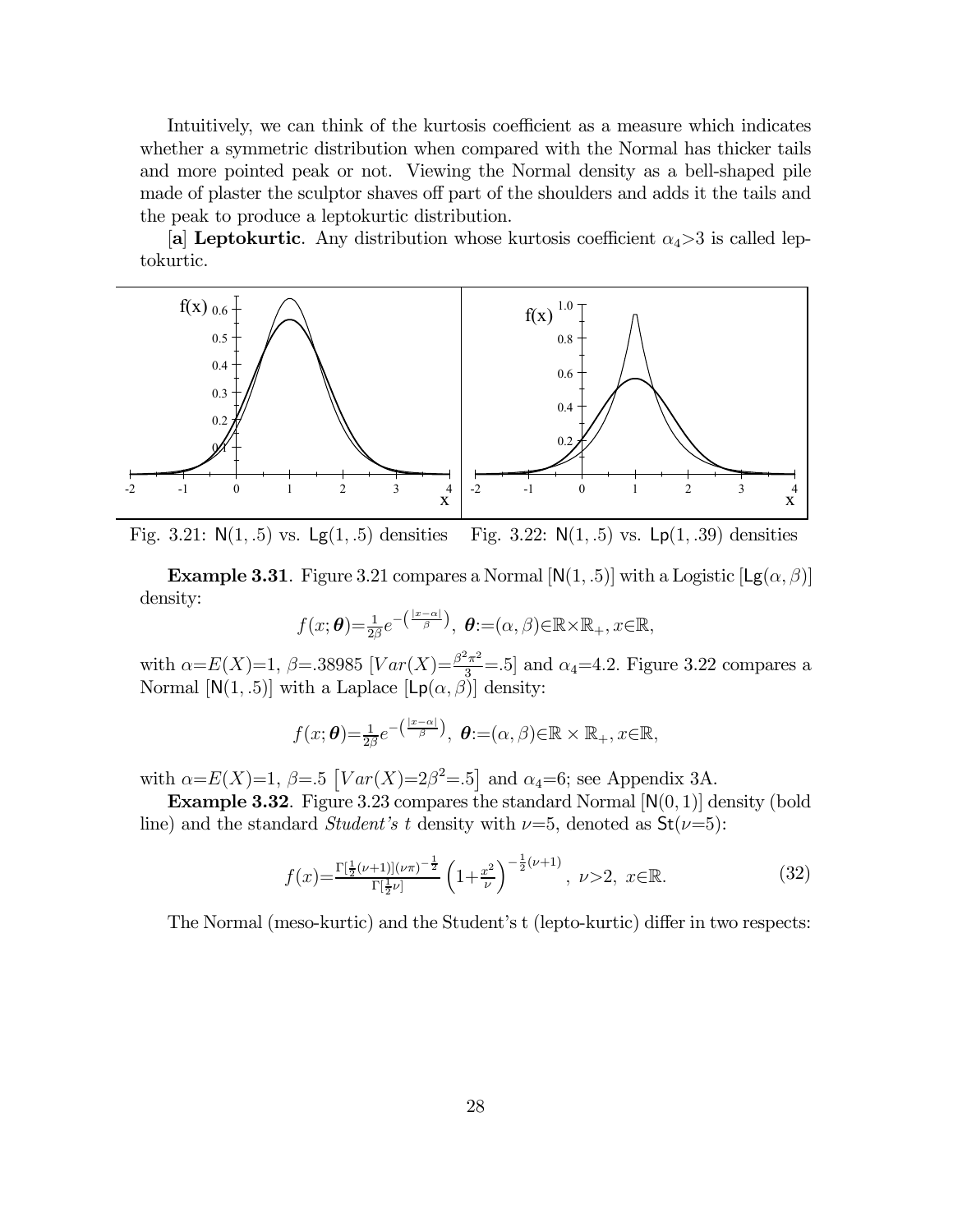Intuitively, we can think of the kurtosis coefficient as a measure which indicates whether a symmetric distribution when compared with the Normal has thicker tails and more pointed peak or not. Viewing the Normal density as a bell-shaped pile made of plaster the sculptor shaves off part of the shoulders and adds it the tails and the peak to produce a leptokurtic distribution.

[**a**] **Leptokurtic**. Any distribution whose kurtosis coefficient $\alpha_4>3$ is called leptokurtic.

Fig. 3.21: $\mathsf{N}(1,.5)$ vs. $\mathsf{Lg}(1,.5)$ densities  Fig. 3.22: $\mathsf{N}(1,.5)$ vs. $\mathsf{Lp}(1,.39)$ densities

**Example 3.31**. Figure 3.21 compares a Normal [$\mathsf{N}(1,.5)$] with a Logistic [$\mathsf{Lg}(\alpha,\beta)$] density:

$$f(x;\boldsymbol{\theta})=\tfrac{1}{2\beta}e^{-\left(\frac{|x-\alpha|}{\beta}\right)},\ \boldsymbol{\theta}:=(\alpha,\beta)\in\mathbb{R}\times\mathbb{R}_+, x\in\mathbb{R},$$

with $\alpha=E(X)=1$, $\beta=.38985$ $[Var(X)=\frac{\beta^2\pi^2}{3}=.5]$ and $\alpha_4=4.2$. Figure 3.22 compares a Normal [$\mathsf{N}(1,.5)$] with a Laplace [$\mathsf{Lp}(\alpha,\beta)$] density:

$$f(x;\boldsymbol{\theta})=\tfrac{1}{2\beta}e^{-\left(\frac{|x-\alpha|}{\beta}\right)},\ \boldsymbol{\theta}:=(\alpha,\beta)\in\mathbb{R}\times\mathbb{R}_+, x\in\mathbb{R},$$

with $\alpha=E(X)=1$, $\beta=.5$ $\left[Var(X)=2\beta^2=.5\right]$ and $\alpha_4=6$; see Appendix 3A.

**Example 3.32**. Figure 3.23 compares the standard Normal [$\mathsf{N}(0,1)$] density (bold line) and the standard *Student's t* density with $\nu=5$, denoted as $\mathsf{St}(\nu=5)$:

$$f(x)=\frac{\Gamma[\frac{1}{2}(\nu+1)](\nu\pi)^{-\frac{1}{2}}}{\Gamma[\frac{1}{2}\nu]}\left(1+\frac{x^2}{\nu}\right)^{-\frac{1}{2}(\nu+1)},\ \nu>2,\ x\in\mathbb{R}. \tag{32}$$

The Normal (meso-kurtic) and the Student's t (lepto-kurtic) differ in two respects: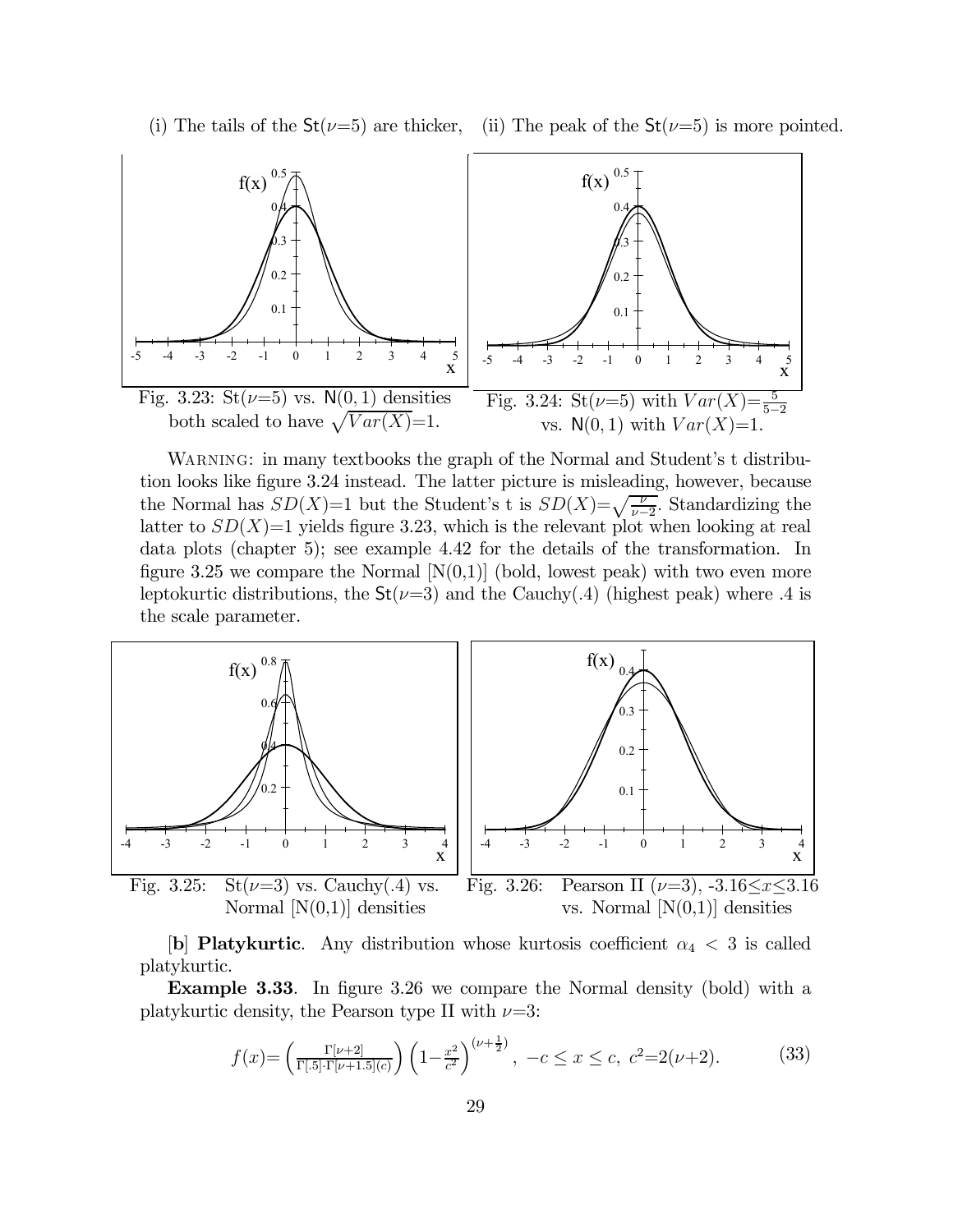(i) The tails of the $\mathsf{St}(\nu{=}5)$ are thicker, (ii) The peak of the $\mathsf{St}(\nu{=}5)$ is more pointed.

Fig. 3.23: $\mathrm{St}(\nu{=}5)$ vs. $\mathsf{N}(0,1)$ densities both scaled to have $\sqrt{Var(X)}{=}1$.

Fig. 3.24: $\mathrm{St}(\nu{=}5)$ with $Var(X){=}\frac{5}{5-2}$ vs. $\mathsf{N}(0,1)$ with $Var(X){=}1$.

WARNING: in many textbooks the graph of the Normal and Student's t distribution looks like figure 3.24 instead. The latter picture is misleading, however, because the Normal has $SD(X){=}1$ but the Student's t is $SD(X){=}\sqrt{\frac{\nu}{\nu-2}}$. Standardizing the latter to $SD(X){=}1$ yields figure 3.23, which is the relevant plot when looking at real data plots (chapter 5); see example 4.42 for the details of the transformation. In figure 3.25 we compare the Normal [N(0,1)] (bold, lowest peak) with two even more leptokurtic distributions, the $\mathsf{St}(\nu{=}3)$ and the Cauchy(.4) (highest peak) where .4 is the scale parameter.

Fig. 3.25: $\mathrm{St}(\nu{=}3)$ vs. Cauchy(.4) vs. Normal [N(0,1)] densities

Fig. 3.26: Pearson II ($\nu{=}3$), $-3.16{\leq}x{\leq}3.16$ vs. Normal [N(0,1)] densities

[**b**] **Platykurtic**. Any distribution whose kurtosis coefficient $\alpha_4 < 3$ is called platykurtic.

**Example 3.33**. In figure 3.26 we compare the Normal density (bold) with a platykurtic density, the Pearson type II with $\nu{=}3$:

$$f(x){=}\left(\tfrac{\Gamma[\nu+2]}{\Gamma[.5]\cdot\Gamma[\nu+1.5](c)}\right)\left(1{-}\tfrac{x^2}{c^2}\right)^{(\nu+\frac{1}{2})},\ -c \leq x \leq c,\ c^2{=}2(\nu{+}2). \tag{33}$$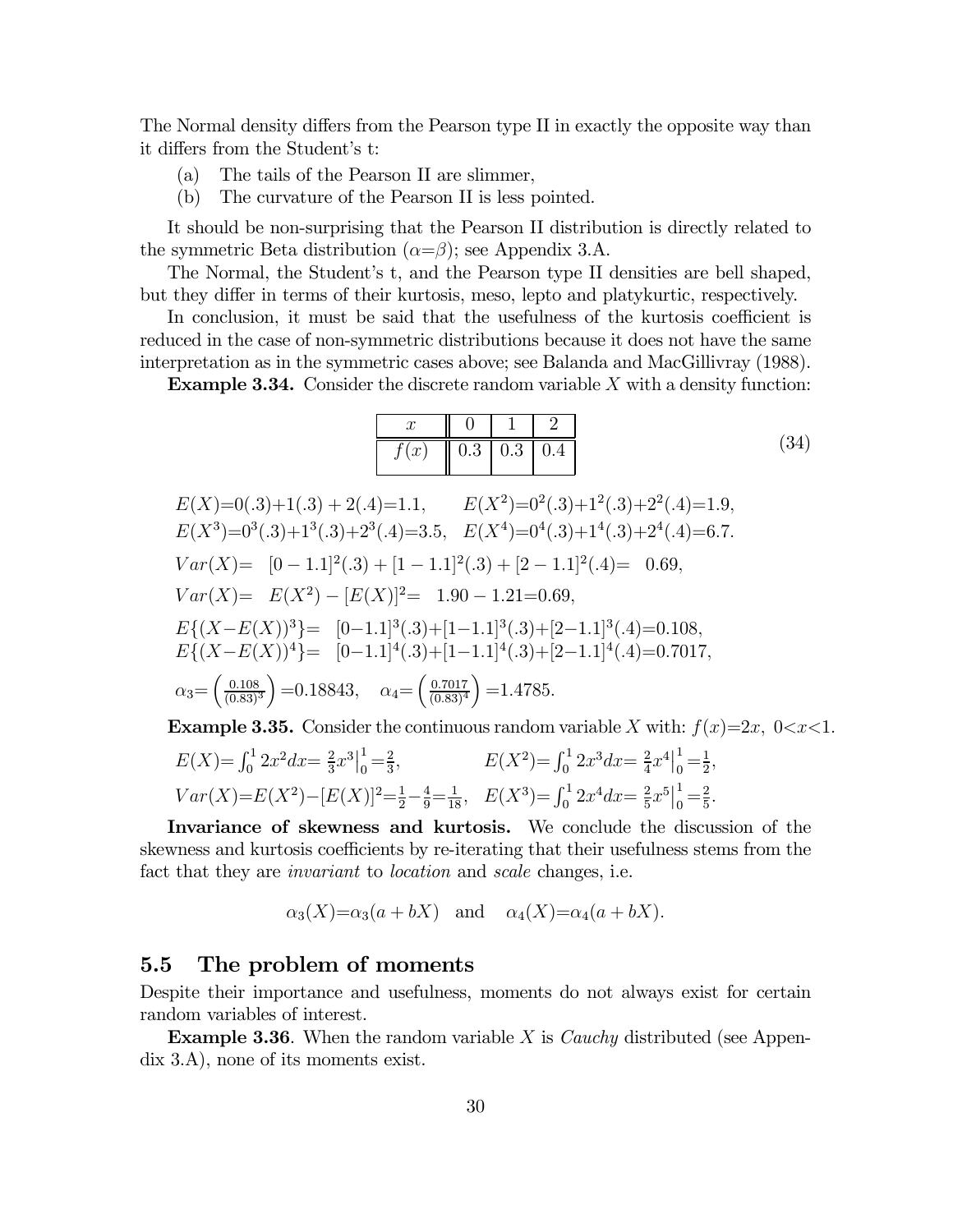The Normal density differs from the Pearson type II in exactly the opposite way than it differs from the Student's t:

(a) The tails of the Pearson II are slimmer,

(b) The curvature of the Pearson II is less pointed.

It should be non-surprising that the Pearson II distribution is directly related to the symmetric Beta distribution ($\alpha$=$\beta$); see Appendix 3.A.

The Normal, the Student's t, and the Pearson type II densities are bell shaped, but they differ in terms of their kurtosis, meso, lepto and platykurtic, respectively.

In conclusion, it must be said that the usefulness of the kurtosis coefficient is reduced in the case of non-symmetric distributions because it does not have the same interpretation as in the symmetric cases above; see Balanda and MacGillivray (1988).

**Example 3.34.** Consider the discrete random variable $X$ with a density function:

| $x$ | 0 | 1 | 2 |
|---|---|---|---|
| $f(x)$ | 0.3 | 0.3 | 0.4 |

(34)

$$E(X){=}0(.3){+}1(.3) + 2(.4){=}1.1, \qquad E(X^2){=}0^2(.3){+}1^2(.3){+}2^2(.4){=}1.9,$$
$$E(X^3){=}0^3(.3){+}1^3(.3){+}2^3(.4){=}3.5, \quad E(X^4){=}0^4(.3){+}1^4(.3){+}2^4(.4){=}6.7.$$
$$Var(X){=} \quad [0-1.1]^2(.3) + [1-1.1]^2(.3) + [2-1.1]^2(.4){=} \quad 0.69,$$
$$Var(X){=} \quad E(X^2) - [E(X)]^2{=} \quad 1.90 - 1.21{=}0.69,$$
$$E\{(X{-}E(X))^3\}{=} \quad [0{-}1.1]^3(.3){+}[1{-}1.1]^3(.3){+}[2{-}1.1]^3(.4){=}0.108,$$
$$E\{(X{-}E(X))^4\}{=} \quad [0{-}1.1]^4(.3){+}[1{-}1.1]^4(.3){+}[2{-}1.1]^4(.4){=}0.7017,$$
$$\alpha_3{=}\left(\tfrac{0.108}{(0.83)^3}\right){=}0.18843, \quad \alpha_4{=}\left(\tfrac{0.7017}{(0.83)^4}\right){=}1.4785.$$

**Example 3.35.** Consider the continuous random variable $X$ with: $f(x){=}2x, \ 0{<}x{<}1.$

$$E(X){=}\int_0^1 2x^2dx{=}\ \tfrac{2}{3}x^3\Big|_0^1{=}\tfrac{2}{3}, \qquad E(X^2){=}\int_0^1 2x^3dx{=}\ \tfrac{2}{4}x^4\Big|_0^1{=}\tfrac{1}{2},$$
$$Var(X){=}E(X^2){-}[E(X)]^2{=}\tfrac{1}{2}{-}\tfrac{4}{9}{=}\tfrac{1}{18}, \quad E(X^3){=}\int_0^1 2x^4dx{=}\ \tfrac{2}{5}x^5\Big|_0^1{=}\tfrac{2}{5}.$$

**Invariance of skewness and kurtosis.** We conclude the discussion of the skewness and kurtosis coefficients by re-iterating that their usefulness stems from the fact that they are *invariant* to *location* and *scale* changes, i.e.

$$\alpha_3(X){=}\alpha_3(a + bX) \quad \text{and} \quad \alpha_4(X){=}\alpha_4(a + bX).$$

## 5.5 The problem of moments

Despite their importance and usefulness, moments do not always exist for certain random variables of interest.

**Example 3.36**. When the random variable $X$ is *Cauchy* distributed (see Appendix 3.A), none of its moments exist.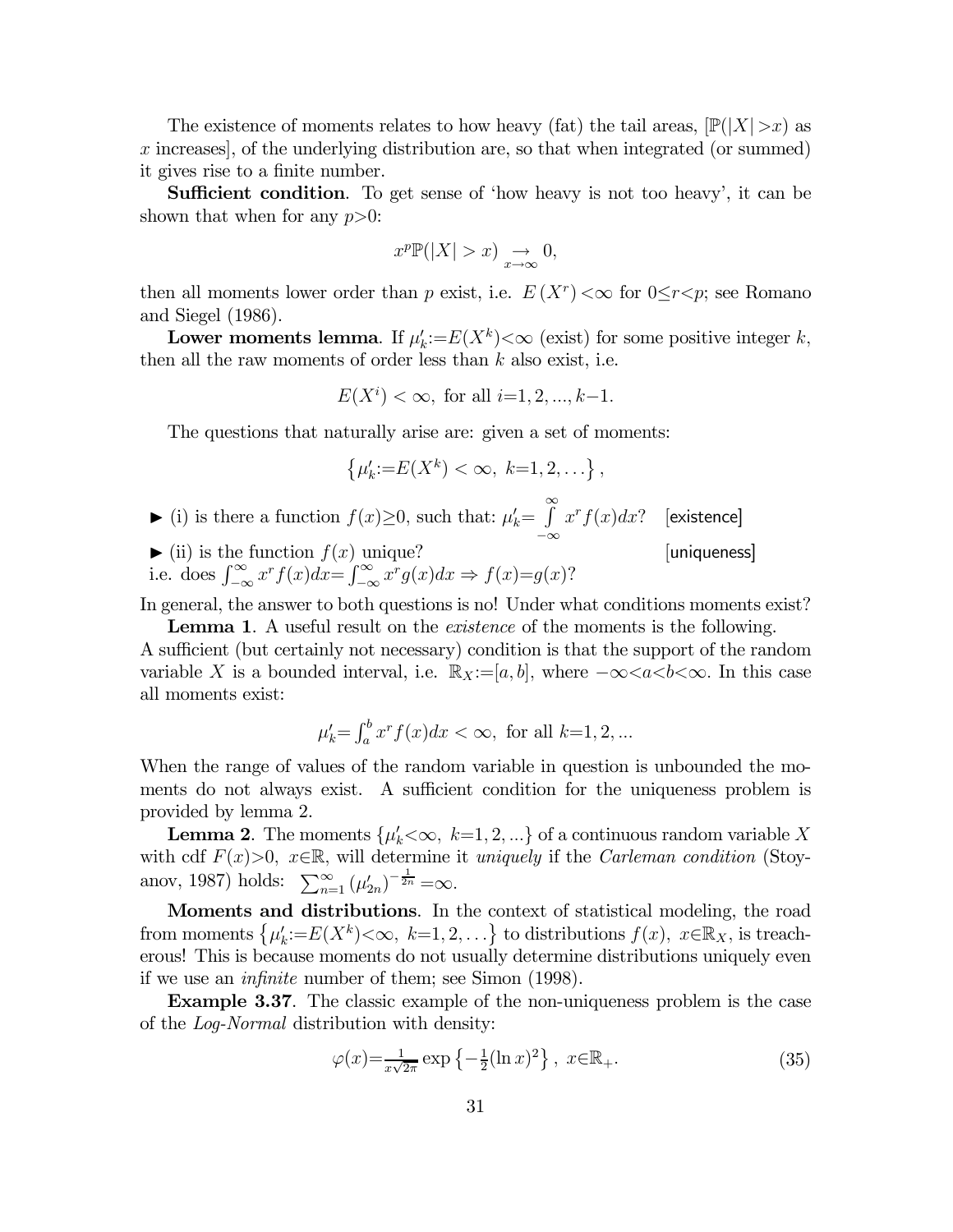The existence of moments relates to how heavy (fat) the tail areas, [$\mathbb{P}(|X|>x)$ as $x$ increases], of the underlying distribution are, so that when integrated (or summed) it gives rise to a finite number.

**Sufficient condition**. To get sense of 'how heavy is not too heavy', it can be shown that when for any $p>0$:

$$x^p \mathbb{P}(|X| > x) \underset{x\to\infty}{\to} 0,$$

then all moments lower order than $p$ exist, i.e. $E(X^r)<\infty$ for $0\leq r<p$; see Romano and Siegel (1986).

**Lower moments lemma**. If $\mu'_k:=E(X^k)<\infty$ (exist) for some positive integer $k$, then all the raw moments of order less than $k$ also exist, i.e.

$$E(X^i) < \infty, \text{ for all } i=1, 2, ..., k-1.$$

The questions that naturally arise are: given a set of moments:

$$\left\{\mu'_k:=E(X^k) < \infty, \; k=1, 2, \ldots\right\},$$

► (i) is there a function $f(x)\geq 0$, such that: $\mu'_k=\int\limits_{-\infty}^{\infty} x^r f(x)dx$? [existence]

► (ii) is the function $f(x)$ unique? [uniqueness]
i.e. does $\int_{-\infty}^{\infty} x^r f(x)dx=\int_{-\infty}^{\infty} x^r g(x)dx \Rightarrow f(x)=g(x)$?

In general, the answer to both questions is no! Under what conditions moments exist?

**Lemma 1**. A useful result on the *existence* of the moments is the following. A sufficient (but certainly not necessary) condition is that the support of the random variable $X$ is a bounded interval, i.e. $\mathbb{R}_X:=[a, b]$, where $-\infty<a<b<\infty$. In this case all moments exist:

$$\mu'_k=\int_a^b x^r f(x)dx < \infty, \text{ for all } k=1, 2, ...$$

When the range of values of the random variable in question is unbounded the moments do not always exist. A sufficient condition for the uniqueness problem is provided by lemma 2.

**Lemma 2**. The moments $\{\mu'_k<\infty, \; k=1, 2, ...\}$ of a continuous random variable $X$ with cdf $F(x)>0$, $x\in\mathbb{R}$, will determine it *uniquely* if the *Carleman condition* (Stoyanov, 1987) holds: $\sum_{n=1}^{\infty} (\mu'_{2n})^{-\frac{1}{2n}}=\infty$.

**Moments and distributions**. In the context of statistical modeling, the road from moments $\left\{\mu'_k:=E(X^k)<\infty, \; k=1, 2, \ldots\right\}$ to distributions $f(x)$, $x\in\mathbb{R}_X$, is treacherous! This is because moments do not usually determine distributions uniquely even if we use an *infinite* number of them; see Simon (1998).

**Example 3.37**. The classic example of the non-uniqueness problem is the case of the *Log-Normal* distribution with density:

$$\varphi(x)=\tfrac{1}{x\sqrt{2\pi}} \exp\left\{-\tfrac{1}{2}(\ln x)^2\right\}, \; x\in\mathbb{R}_+. \tag{35}$$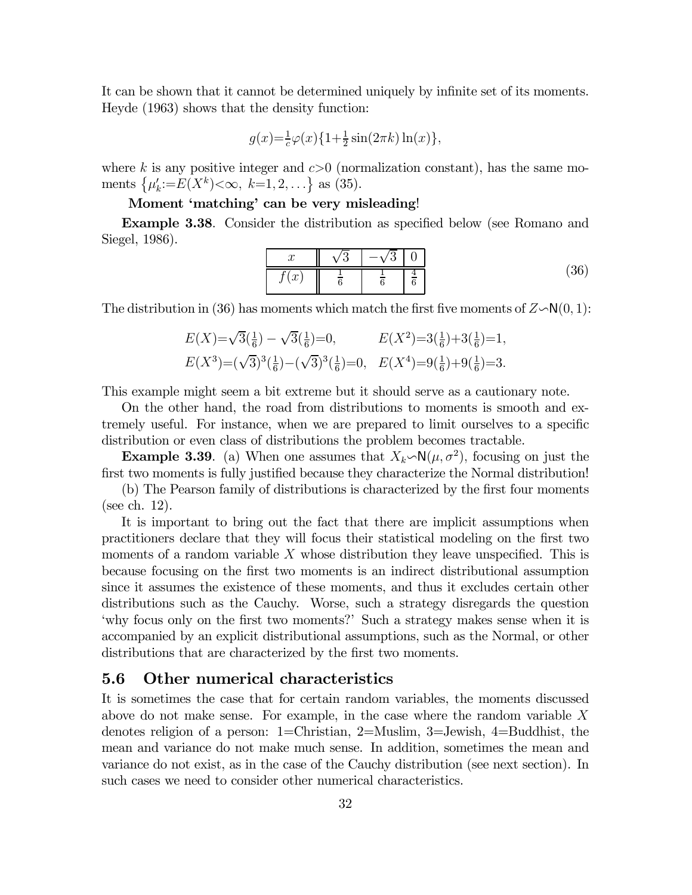It can be shown that it cannot be determined uniquely by infinite set of its moments. Heyde (1963) shows that the density function:

$$g(x)=\tfrac{1}{c}\varphi(x)\{1+\tfrac{1}{2}\sin(2\pi k)\ln(x)\},$$

where $k$ is any positive integer and $c>0$ (normalization constant), has the same moments $\left\{\mu_k':=E(X^k)<\infty,\ k=1,2,\ldots\right\}$ as (35).

**Moment 'matching' can be very misleading!**

**Example 3.38**. Consider the distribution as specified below (see Romano and Siegel, 1986).

| $x$ | $\sqrt{3}$ | $-\sqrt{3}$ | $0$ |
|---|---|---|---|
| $f(x)$ | $\frac{1}{6}$ | $\frac{1}{6}$ | $\frac{4}{6}$ |

(36)

The distribution in (36) has moments which match the first five moments of $Z\backsim\mathsf{N}(0,1)$:

$$E(X)=\sqrt{3}(\tfrac{1}{6})-\sqrt{3}(\tfrac{1}{6})=0, \qquad E(X^2)=3(\tfrac{1}{6})+3(\tfrac{1}{6})=1,$$
$$E(X^3)=(\sqrt{3})^3(\tfrac{1}{6})-(\sqrt{3})^3(\tfrac{1}{6})=0, \quad E(X^4)=9(\tfrac{1}{6})+9(\tfrac{1}{6})=3.$$

This example might seem a bit extreme but it should serve as a cautionary note.

On the other hand, the road from distributions to moments is smooth and extremely useful. For instance, when we are prepared to limit ourselves to a specific distribution or even class of distributions the problem becomes tractable.

**Example 3.39**. (a) When one assumes that $X_k\backsim\mathsf{N}(\mu,\sigma^2)$, focusing on just the first two moments is fully justified because they characterize the Normal distribution!

(b) The Pearson family of distributions is characterized by the first four moments (see ch. 12).

It is important to bring out the fact that there are implicit assumptions when practitioners declare that they will focus their statistical modeling on the first two moments of a random variable $X$ whose distribution they leave unspecified. This is because focusing on the first two moments is an indirect distributional assumption since it assumes the existence of these moments, and thus it excludes certain other distributions such as the Cauchy. Worse, such a strategy disregards the question 'why focus only on the first two moments?' Such a strategy makes sense when it is accompanied by an explicit distributional assumptions, such as the Normal, or other distributions that are characterized by the first two moments.

## 5.6 Other numerical characteristics

It is sometimes the case that for certain random variables, the moments discussed above do not make sense. For example, in the case where the random variable $X$ denotes religion of a person: 1=Christian, 2=Muslim, 3=Jewish, 4=Buddhist, the mean and variance do not make much sense. In addition, sometimes the mean and variance do not exist, as in the case of the Cauchy distribution (see next section). In such cases we need to consider other numerical characteristics.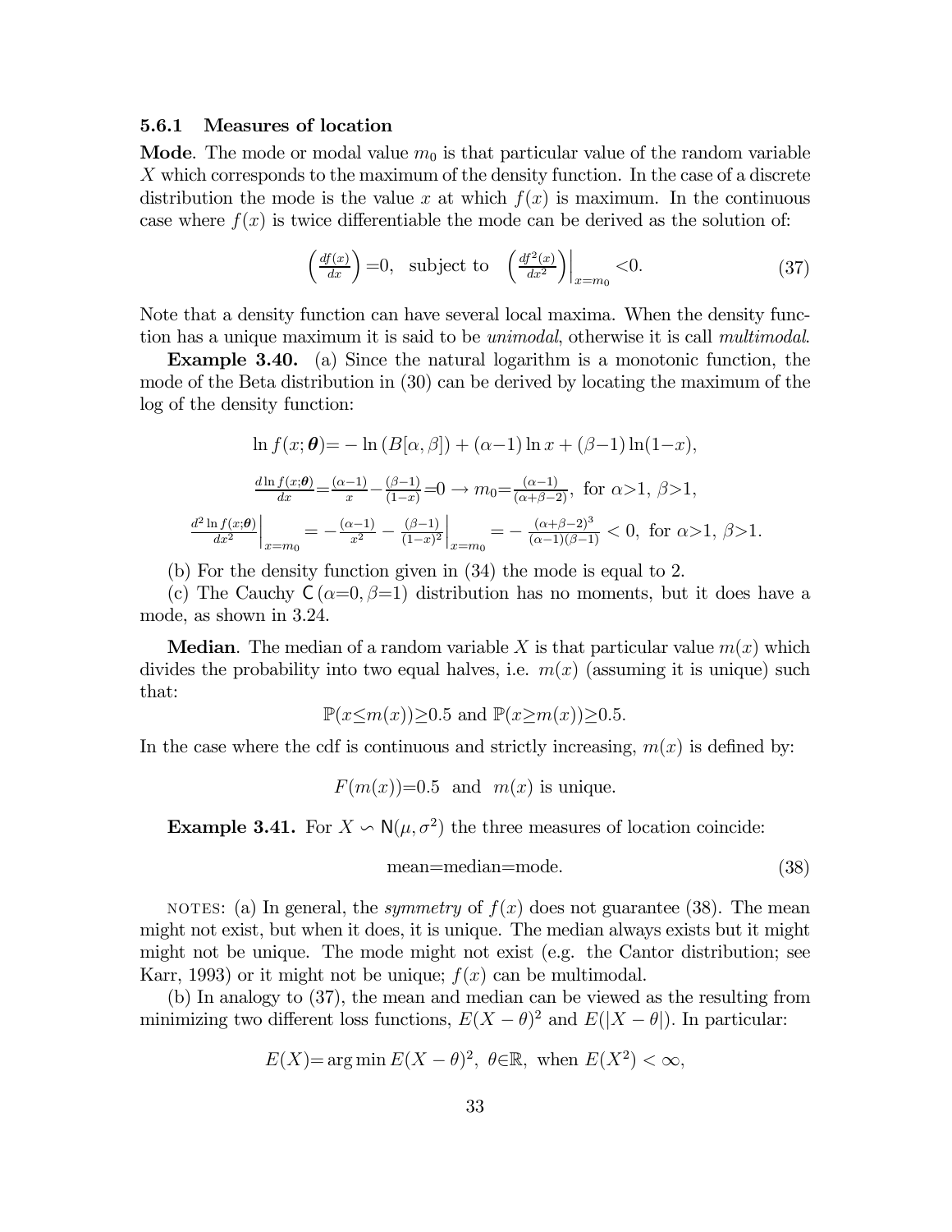### 5.6.1 Measures of location

**Mode**. The mode or modal value $m_0$ is that particular value of the random variable $X$ which corresponds to the maximum of the density function. In the case of a discrete distribution the mode is the value $x$ at which $f(x)$ is maximum. In the continuous case where $f(x)$ is twice differentiable the mode can be derived as the solution of:

$$\left(\frac{df(x)}{dx}\right)=0, \quad \text{subject to} \quad \left(\frac{df^2(x)}{dx^2}\right)\Big|_{x=m_0}<0. \tag{37}$$

Note that a density function can have several local maxima. When the density function has a unique maximum it is said to be *unimodal*, otherwise it is call *multimodal*.

**Example 3.40.** (a) Since the natural logarithm is a monotonic function, the mode of the Beta distribution in (30) can be derived by locating the maximum of the log of the density function:

$$\ln f(x;\boldsymbol{\theta})=-\ln\left(B[\alpha,\beta]\right)+(\alpha-1)\ln x+(\beta-1)\ln(1-x),$$

$$\tfrac{d\ln f(x;\boldsymbol{\theta})}{dx}=\tfrac{(\alpha-1)}{x}-\tfrac{(\beta-1)}{(1-x)}=0 \rightarrow m_0=\tfrac{(\alpha-1)}{(\alpha+\beta-2)}, \text{ for } \alpha>1,\ \beta>1,$$

$$\tfrac{d^2\ln f(x;\boldsymbol{\theta})}{dx^2}\Big|_{x=m_0}=-\tfrac{(\alpha-1)}{x^2}-\tfrac{(\beta-1)}{(1-x)^2}\Big|_{x=m_0}=-\tfrac{(\alpha+\beta-2)^3}{(\alpha-1)(\beta-1)}<0, \text{ for } \alpha>1,\ \beta>1.$$

(b) For the density function given in (34) the mode is equal to 2.

(c) The Cauchy $\mathsf{C}(\alpha=0,\beta=1)$ distribution has no moments, but it does have a mode, as shown in 3.24.

**Median**. The median of a random variable $X$ is that particular value $m(x)$ which divides the probability into two equal halves, i.e. $m(x)$ (assuming it is unique) such that:

$$\mathbb{P}(x\leq m(x))\geq 0.5 \text{ and } \mathbb{P}(x\geq m(x))\geq 0.5.$$

In the case where the cdf is continuous and strictly increasing, $m(x)$ is defined by:

$$F(m(x))=0.5 \text{ and } m(x) \text{ is unique.}$$

**Example 3.41.** For $X \backsim \mathsf{N}(\mu,\sigma^2)$ the three measures of location coincide:

$$\text{mean}=\text{median}=\text{mode}. \tag{38}$$

NOTES: (a) In general, the *symmetry* of $f(x)$ does not guarantee (38). The mean might not exist, but when it does, it is unique. The median always exists but it might might not be unique. The mode might not exist (e.g. the Cantor distribution; see Karr, 1993) or it might not be unique; $f(x)$ can be multimodal.

(b) In analogy to (37), the mean and median can be viewed as the resulting from minimizing two different loss functions, $E(X-\theta)^2$ and $E(|X-\theta|)$. In particular:

$$E(X)=\arg\min E(X-\theta)^2,\ \theta\in\mathbb{R},\ \text{when } E(X^2)<\infty,$$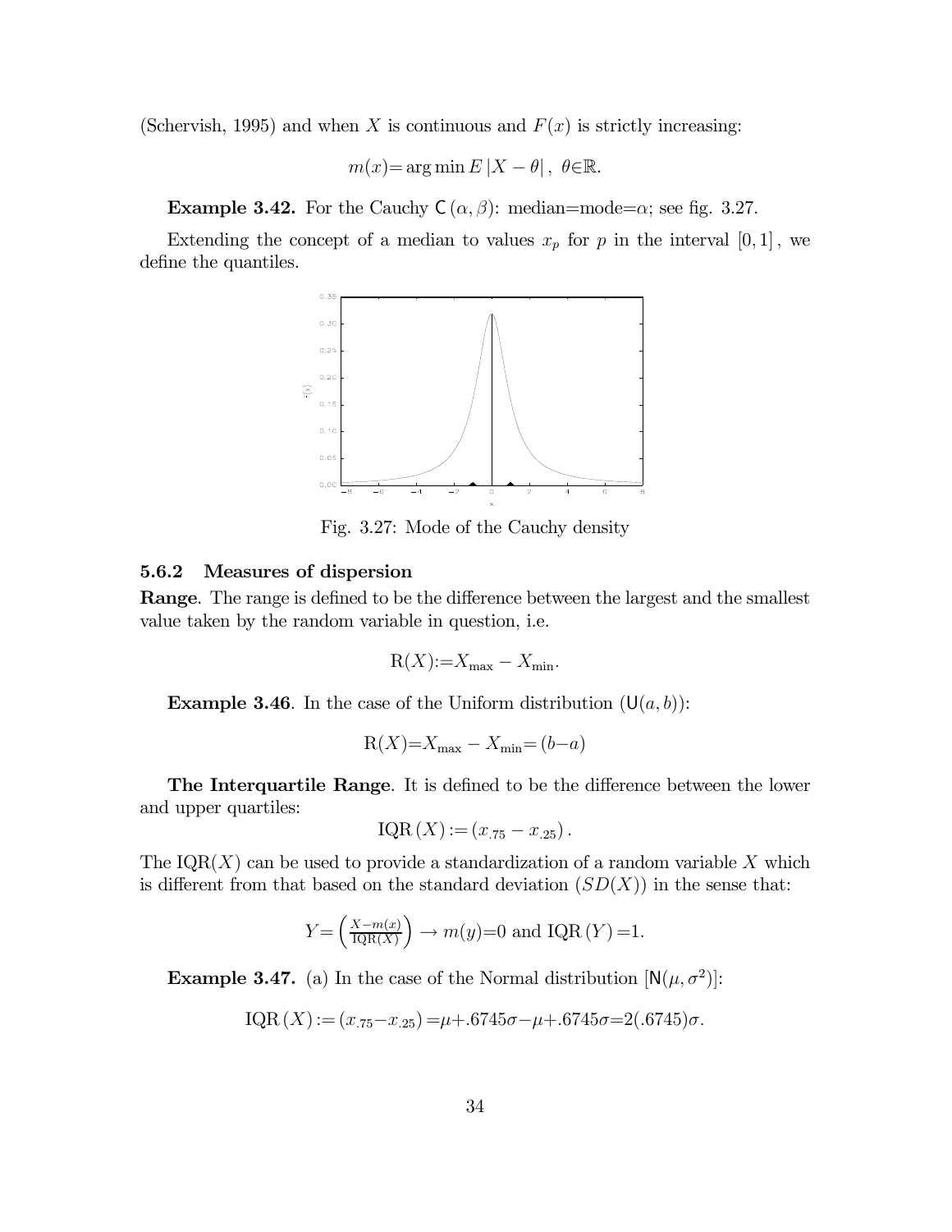(Schervish, 1995) and when $X$ is continuous and $F(x)$ is strictly increasing:

$$m(x) = \arg\min E\,|X - \theta|\,,\ \theta \in \mathbb{R}.$$

**Example 3.42.** For the Cauchy $\mathsf{C}(\alpha, \beta)$: median=mode=$\alpha$; see fig. 3.27.

Extending the concept of a median to values $x_p$ for $p$ in the interval $[0, 1]$, we define the quantiles.

Fig. 3.27: Mode of the Cauchy density

### 5.6.2 Measures of dispersion

**Range**. The range is defined to be the difference between the largest and the smallest value taken by the random variable in question, i.e.

$$\mathrm{R}(X) := X_{\max} - X_{\min}.$$

**Example 3.46**. In the case of the Uniform distribution ($\mathsf{U}(a, b)$):

$$\mathrm{R}(X) = X_{\max} - X_{\min} = (b - a)$$

**The Interquartile Range**. It is defined to be the difference between the lower and upper quartiles:

$$\mathrm{IQR}\,(X) := (x_{.75} - x_{.25})\,.$$

The $\mathrm{IQR}(X)$ can be used to provide a standardization of a random variable $X$ which is different from that based on the standard deviation $(SD(X))$ in the sense that:

$$Y = \left(\tfrac{X - m(x)}{\mathrm{IQR}(X)}\right) \rightarrow m(y) = 0 \text{ and } \mathrm{IQR}\,(Y) = 1.$$

**Example 3.47.** (a) In the case of the Normal distribution $[\mathsf{N}(\mu, \sigma^2)]$:

$$\mathrm{IQR}\,(X) := (x_{.75} - x_{.25}) = \mu + .6745\sigma - \mu + .6745\sigma = 2(.6745)\sigma.$$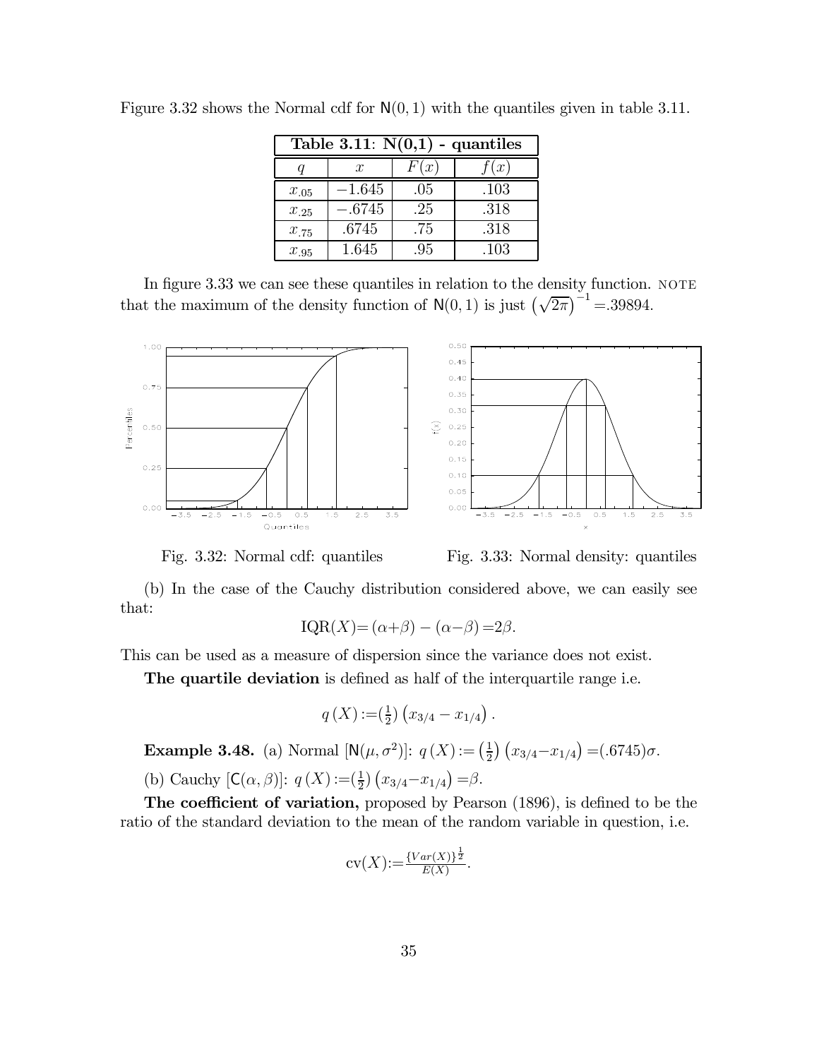Figure 3.32 shows the Normal cdf for $\mathsf{N}(0,1)$ with the quantiles given in table 3.11.

| **Table 3.11**: **N(0,1) - quantiles** | | | |
|---|---|---|---|
| $q$ | $x$ | $F(x)$ | $f(x)$ |
| $x_{.05}$ | $-1.645$ | .05 | .103 |
| $x_{.25}$ | $-.6745$ | .25 | .318 |
| $x_{.75}$ | .6745 | .75 | .318 |
| $x_{.95}$ | 1.645 | .95 | .103 |

In figure 3.33 we can see these quantiles in relation to the density function. NOTE that the maximum of the density function of $\mathsf{N}(0,1)$ is just $\left(\sqrt{2\pi}\right)^{-1}$=.39894.

Fig. 3.32: Normal cdf: quantiles

Fig. 3.33: Normal density: quantiles

(b) In the case of the Cauchy distribution considered above, we can easily see that:

$$\text{IQR}(X) = (\alpha+\beta) - (\alpha-\beta) = 2\beta.$$

This can be used as a measure of dispersion since the variance does not exist.

**The quartile deviation** is defined as half of the interquartile range i.e.

$$q\,(X) := (\tfrac{1}{2})\left(x_{3/4} - x_{1/4}\right).$$

**Example 3.48.** (a) Normal [$\mathsf{N}(\mu,\sigma^2)$]: $q\,(X) := \left(\frac{1}{2}\right)\left(x_{3/4} - x_{1/4}\right) = (.6745)\sigma$.

(b) Cauchy [$\mathsf{C}(\alpha,\beta)$]: $q\,(X) := (\frac{1}{2})\left(x_{3/4} - x_{1/4}\right) = \beta$.

**The coefficient of variation,** proposed by Pearson (1896), is defined to be the ratio of the standard deviation to the mean of the random variable in question, i.e.

$$\text{cv}(X) := \frac{\{Var(X)\}^{\frac{1}{2}}}{E(X)}.$$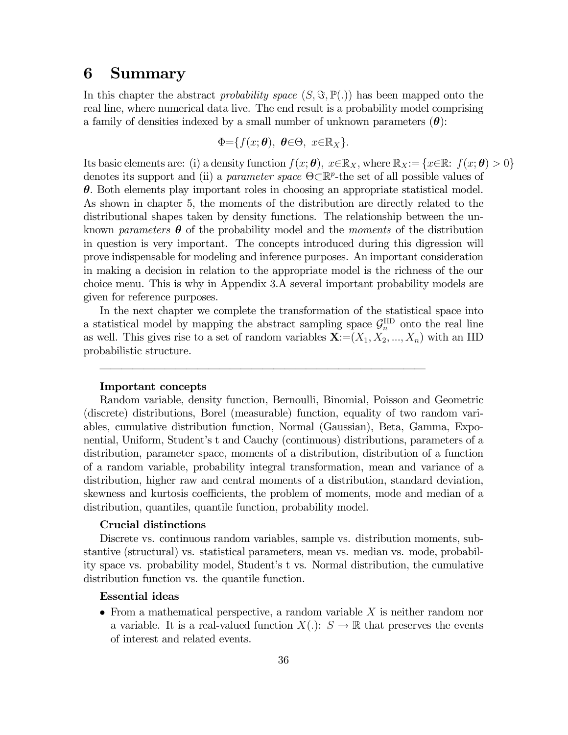# 6 Summary

In this chapter the abstract *probability space* $(S, \Im, \mathbb{P}(.))$ has been mapped onto the real line, where numerical data live. The end result is a probability model comprising a family of densities indexed by a small number of unknown parameters ($\boldsymbol{\theta}$):

$$\Phi = \{f(x; \boldsymbol{\theta}),\ \boldsymbol{\theta} \in \Theta,\ x \in \mathbb{R}_X\}.$$

Its basic elements are: (i) a density function $f(x; \boldsymbol{\theta}),\ x \in \mathbb{R}_X$, where $\mathbb{R}_X := \{x \in \mathbb{R}:\ f(x; \boldsymbol{\theta}) > 0\}$ denotes its support and (ii) a *parameter space* $\Theta \subset \mathbb{R}^p$-the set of all possible values of $\boldsymbol{\theta}$. Both elements play important roles in choosing an appropriate statistical model. As shown in chapter 5, the moments of the distribution are directly related to the distributional shapes taken by density functions. The relationship between the unknown *parameters* $\boldsymbol{\theta}$ of the probability model and the *moments* of the distribution in question is very important. The concepts introduced during this digression will prove indispensable for modeling and inference purposes. An important consideration in making a decision in relation to the appropriate model is the richness of the our choice menu. This is why in Appendix 3.A several important probability models are given for reference purposes.

In the next chapter we complete the transformation of the statistical space into a statistical model by mapping the abstract sampling space $\mathcal{G}_n^{\text{IID}}$ onto the real line as well. This gives rise to a set of random variables $\mathbf{X} := (X_1, X_2, ..., X_n)$ with an IID probabilistic structure.

---

**Important concepts**

Random variable, density function, Bernoulli, Binomial, Poisson and Geometric (discrete) distributions, Borel (measurable) function, equality of two random variables, cumulative distribution function, Normal (Gaussian), Beta, Gamma, Exponential, Uniform, Student's t and Cauchy (continuous) distributions, parameters of a distribution, parameter space, moments of a distribution, distribution of a function of a random variable, probability integral transformation, mean and variance of a distribution, higher raw and central moments of a distribution, standard deviation, skewness and kurtosis coefficients, the problem of moments, mode and median of a distribution, quantiles, quantile function, probability model.

**Crucial distinctions**

Discrete vs. continuous random variables, sample vs. distribution moments, substantive (structural) vs. statistical parameters, mean vs. median vs. mode, probability space vs. probability model, Student's t vs. Normal distribution, the cumulative distribution function vs. the quantile function.

**Essential ideas**

- From a mathematical perspective, a random variable $X$ is neither random nor a variable. It is a real-valued function $X(.)$: $S \to \mathbb{R}$ that preserves the events of interest and related events.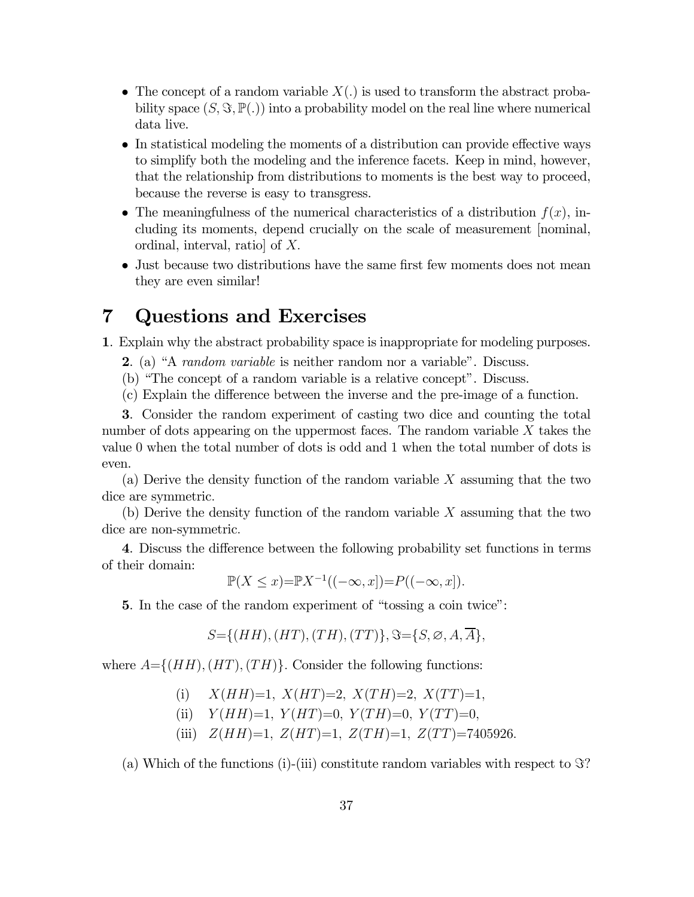- The concept of a random variable $X(.)$ is used to transform the abstract probability space $(S, \Im, \mathbb{P}(.))$ into a probability model on the real line where numerical data live.
- In statistical modeling the moments of a distribution can provide effective ways to simplify both the modeling and the inference facets. Keep in mind, however, that the relationship from distributions to moments is the best way to proceed, because the reverse is easy to transgress.
- The meaningfulness of the numerical characteristics of a distribution $f(x)$, including its moments, depend crucially on the scale of measurement [nominal, ordinal, interval, ratio] of $X$.
- Just because two distributions have the same first few moments does not mean they are even similar!

# 7 Questions and Exercises

**1**. Explain why the abstract probability space is inappropriate for modeling purposes.

**2**. (a) "A *random variable* is neither random nor a variable". Discuss.

(b) "The concept of a random variable is a relative concept". Discuss.

(c) Explain the difference between the inverse and the pre-image of a function.

**3**. Consider the random experiment of casting two dice and counting the total number of dots appearing on the uppermost faces. The random variable $X$ takes the value 0 when the total number of dots is odd and 1 when the total number of dots is even.

(a) Derive the density function of the random variable $X$ assuming that the two dice are symmetric.

(b) Derive the density function of the random variable $X$ assuming that the two dice are non-symmetric.

**4**. Discuss the difference between the following probability set functions in terms of their domain:

$$\mathbb{P}(X \leq x) = \mathbb{P}X^{-1}((-\infty, x]) = P((-\infty, x]).$$

**5**. In the case of the random experiment of "tossing a coin twice":

$$S = \{(HH), (HT), (TH), (TT)\}, \Im = \{S, \varnothing, A, \overline{A}\},$$

where $A = \{(HH), (HT), (TH)\}$. Consider the following functions:

$$\begin{aligned}
&\text{(i)} \quad X(HH)=1,\ X(HT)=2,\ X(TH)=2,\ X(TT)=1,\\
&\text{(ii)} \quad Y(HH)=1,\ Y(HT)=0,\ Y(TH)=0,\ Y(TT)=0,\\
&\text{(iii)} \quad Z(HH)=1,\ Z(HT)=1,\ Z(TH)=1,\ Z(TT)=7405926.
\end{aligned}$$

(a) Which of the functions (i)-(iii) constitute random variables with respect to $\Im$?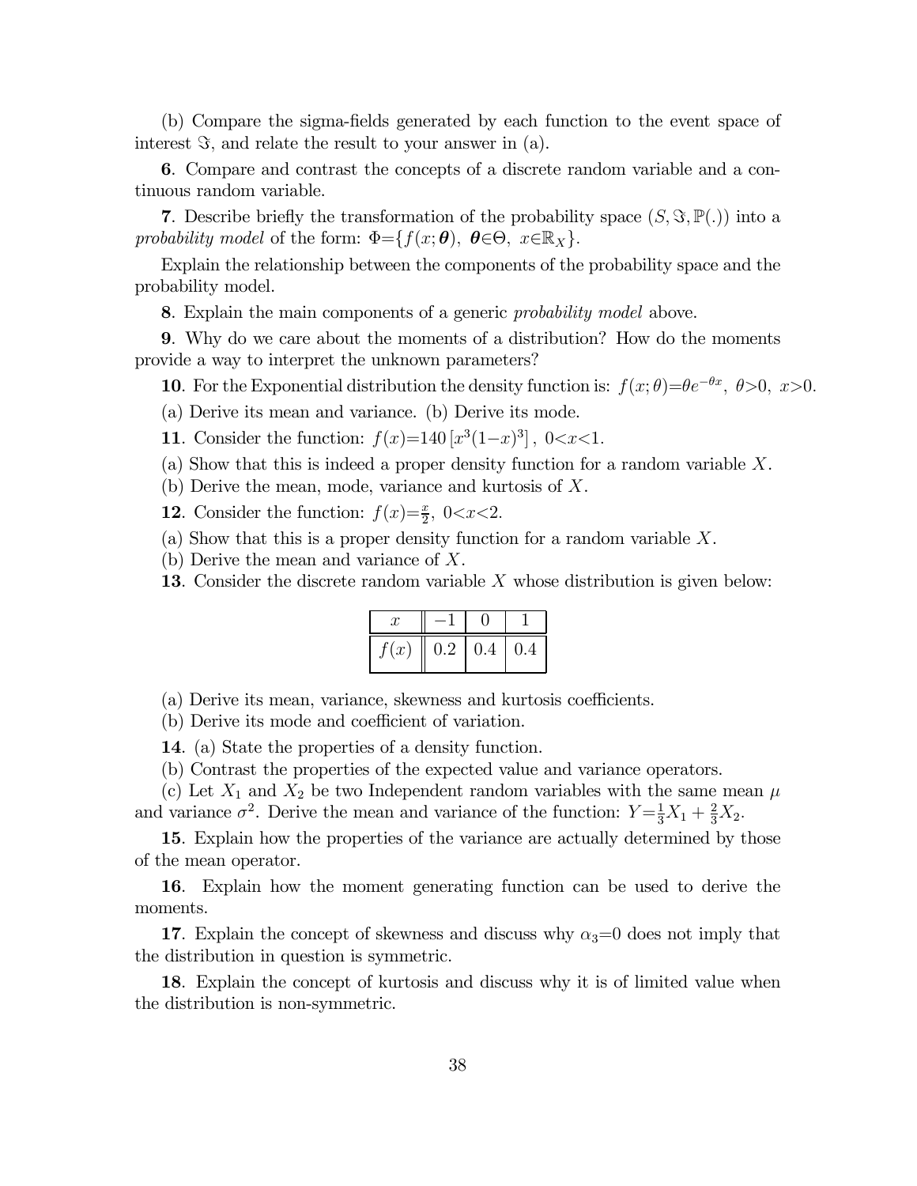(b) Compare the sigma-fields generated by each function to the event space of interest $\Im$, and relate the result to your answer in (a).

**6**. Compare and contrast the concepts of a discrete random variable and a continuous random variable.

**7**. Describe briefly the transformation of the probability space $(S, \Im, \mathbb{P}(.))$ into a *probability model* of the form: $\Phi=\{f(x;\boldsymbol{\theta}),\ \boldsymbol{\theta}\in\Theta,\ x\in\mathbb{R}_X\}$.

Explain the relationship between the components of the probability space and the probability model.

**8**. Explain the main components of a generic *probability model* above.

**9**. Why do we care about the moments of a distribution? How do the moments provide a way to interpret the unknown parameters?

**10**. For the Exponential distribution the density function is: $f(x;\theta)=\theta e^{-\theta x},\ \theta>0,\ x>0$.

(a) Derive its mean and variance. (b) Derive its mode.

**11**. Consider the function: $f(x)=140\left[x^3(1-x)^3\right],\ 0<x<1$.

(a) Show that this is indeed a proper density function for a random variable $X$.

(b) Derive the mean, mode, variance and kurtosis of $X$.

**12**. Consider the function: $f(x)=\frac{x}{2},\ 0<x<2$.

(a) Show that this is a proper density function for a random variable $X$.

(b) Derive the mean and variance of $X$.

**13**. Consider the discrete random variable $X$ whose distribution is given below:

| $x$ | $-1$ | $0$ | $1$ |
|---|---|---|---|
| $f(x)$ | 0.2 | 0.4 | 0.4 |

(a) Derive its mean, variance, skewness and kurtosis coefficients.

(b) Derive its mode and coefficient of variation.

**14**. (a) State the properties of a density function.

(b) Contrast the properties of the expected value and variance operators.

(c) Let $X_1$ and $X_2$ be two Independent random variables with the same mean $\mu$ and variance $\sigma^2$. Derive the mean and variance of the function: $Y=\frac{1}{3}X_1+\frac{2}{3}X_2$.

**15**. Explain how the properties of the variance are actually determined by those of the mean operator.

**16**. Explain how the moment generating function can be used to derive the moments.

**17**. Explain the concept of skewness and discuss why $\alpha_3=0$ does not imply that the distribution in question is symmetric.

**18**. Explain the concept of kurtosis and discuss why it is of limited value when the distribution is non-symmetric.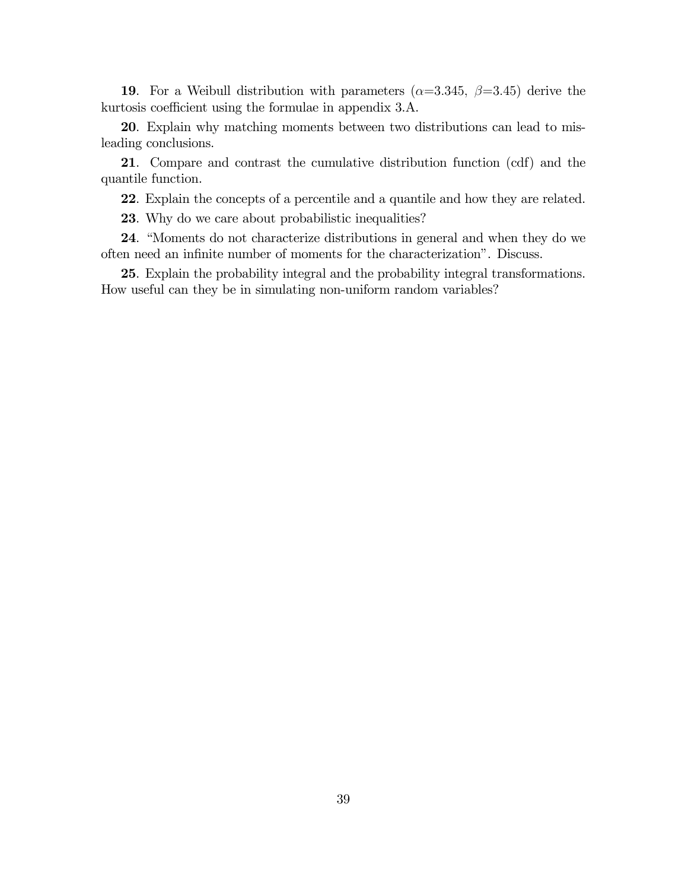**19**. For a Weibull distribution with parameters ($\alpha$=3.345, $\beta$=3.45) derive the kurtosis coefficient using the formulae in appendix 3.A.

**20**. Explain why matching moments between two distributions can lead to misleading conclusions.

**21**. Compare and contrast the cumulative distribution function (cdf) and the quantile function.

**22**. Explain the concepts of a percentile and a quantile and how they are related.

**23**. Why do we care about probabilistic inequalities?

**24**. "Moments do not characterize distributions in general and when they do we often need an infinite number of moments for the characterization". Discuss.

**25**. Explain the probability integral and the probability integral transformations. How useful can they be in simulating non-uniform random variables?